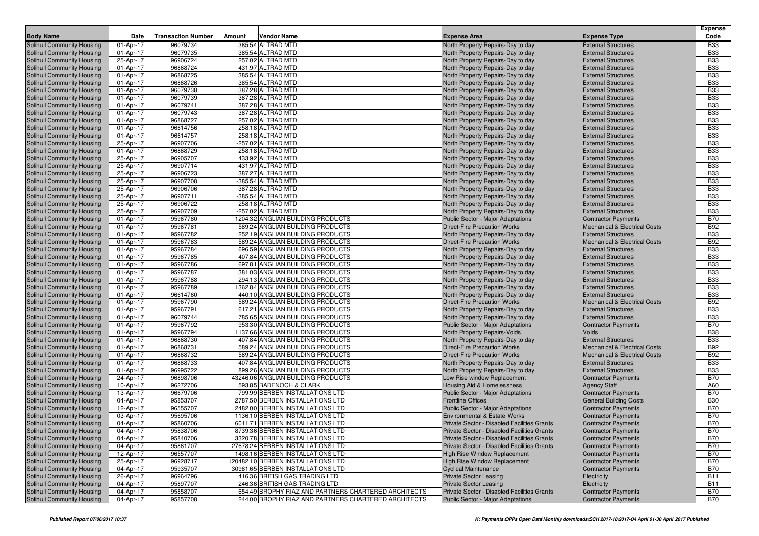| Body Name | Date | Transaction Number | Amount | Vendor Name | Expense Area | Expense Type | Expense Code |
|---|---|---|---|---|---|---|---|
| Solihull Community Housing | 01-Apr-17 | 96079734 | 385.54 | ALTRAD MTD | North Property Repairs-Day to day | External Structures | B33 |
| Solihull Community Housing | 01-Apr-17 | 96079735 | 385.54 | ALTRAD MTD | North Property Repairs-Day to day | External Structures | B33 |
| Solihull Community Housing | 25-Apr-17 | 96906724 | 257.02 | ALTRAD MTD | North Property Repairs-Day to day | External Structures | B33 |
| Solihull Community Housing | 01-Apr-17 | 96868724 | 431.97 | ALTRAD MTD | North Property Repairs-Day to day | External Structures | B33 |
| Solihull Community Housing | 01-Apr-17 | 96868725 | 385.54 | ALTRAD MTD | North Property Repairs-Day to day | External Structures | B33 |
| Solihull Community Housing | 01-Apr-17 | 96868726 | 385.54 | ALTRAD MTD | North Property Repairs-Day to day | External Structures | B33 |
| Solihull Community Housing | 01-Apr-17 | 96079738 | 387.28 | ALTRAD MTD | North Property Repairs-Day to day | External Structures | B33 |
| Solihull Community Housing | 01-Apr-17 | 96079739 | 387.28 | ALTRAD MTD | North Property Repairs-Day to day | External Structures | B33 |
| Solihull Community Housing | 01-Apr-17 | 96079741 | 387.28 | ALTRAD MTD | North Property Repairs-Day to day | External Structures | B33 |
| Solihull Community Housing | 01-Apr-17 | 96079743 | 387.28 | ALTRAD MTD | North Property Repairs-Day to day | External Structures | B33 |
| Solihull Community Housing | 01-Apr-17 | 96868727 | 257.02 | ALTRAD MTD | North Property Repairs-Day to day | External Structures | B33 |
| Solihull Community Housing | 01-Apr-17 | 96614756 | 258.18 | ALTRAD MTD | North Property Repairs-Day to day | External Structures | B33 |
| Solihull Community Housing | 01-Apr-17 | 96614757 | 258.18 | ALTRAD MTD | North Property Repairs-Day to day | External Structures | B33 |
| Solihull Community Housing | 25-Apr-17 | 96907706 | -257.02 | ALTRAD MTD | North Property Repairs-Day to day | External Structures | B33 |
| Solihull Community Housing | 01-Apr-17 | 96868729 | 258.18 | ALTRAD MTD | North Property Repairs-Day to day | External Structures | B33 |
| Solihull Community Housing | 25-Apr-17 | 96905707 | 433.92 | ALTRAD MTD | North Property Repairs-Day to day | External Structures | B33 |
| Solihull Community Housing | 25-Apr-17 | 96907714 | -431.97 | ALTRAD MTD | North Property Repairs-Day to day | External Structures | B33 |
| Solihull Community Housing | 25-Apr-17 | 96906723 | 387.27 | ALTRAD MTD | North Property Repairs-Day to day | External Structures | B33 |
| Solihull Community Housing | 25-Apr-17 | 96907708 | -385.54 | ALTRAD MTD | North Property Repairs-Day to day | External Structures | B33 |
| Solihull Community Housing | 25-Apr-17 | 96906706 | 387.28 | ALTRAD MTD | North Property Repairs-Day to day | External Structures | B33 |
| Solihull Community Housing | 25-Apr-17 | 96907711 | -385.54 | ALTRAD MTD | North Property Repairs-Day to day | External Structures | B33 |
| Solihull Community Housing | 25-Apr-17 | 96906722 | 258.18 | ALTRAD MTD | North Property Repairs-Day to day | External Structures | B33 |
| Solihull Community Housing | 25-Apr-17 | 96907709 | -257.02 | ALTRAD MTD | North Property Repairs-Day to day | External Structures | B33 |
| Solihull Community Housing | 01-Apr-17 | 95967780 | 1204.32 | ANGLIAN BUILDING PRODUCTS | Public Sector - Major Adaptations | Contractor Payments | B70 |
| Solihull Community Housing | 01-Apr-17 | 95967781 | 589.24 | ANGLIAN BUILDING PRODUCTS | Direct-Fire Precaution Works | Mechanical & Electrical Costs | B92 |
| Solihull Community Housing | 01-Apr-17 | 95967782 | 252.19 | ANGLIAN BUILDING PRODUCTS | North Property Repairs-Day to day | External Structures | B33 |
| Solihull Community Housing | 01-Apr-17 | 95967783 | 589.24 | ANGLIAN BUILDING PRODUCTS | Direct-Fire Precaution Works | Mechanical & Electrical Costs | B92 |
| Solihull Community Housing | 01-Apr-17 | 95967784 | 696.59 | ANGLIAN BUILDING PRODUCTS | North Property Repairs-Day to day | External Structures | B33 |
| Solihull Community Housing | 01-Apr-17 | 95967785 | 407.84 | ANGLIAN BUILDING PRODUCTS | North Property Repairs-Day to day | External Structures | B33 |
| Solihull Community Housing | 01-Apr-17 | 95967786 | 697.81 | ANGLIAN BUILDING PRODUCTS | North Property Repairs-Day to day | External Structures | B33 |
| Solihull Community Housing | 01-Apr-17 | 95967787 | 381.03 | ANGLIAN BUILDING PRODUCTS | North Property Repairs-Day to day | External Structures | B33 |
| Solihull Community Housing | 01-Apr-17 | 95967788 | 294.13 | ANGLIAN BUILDING PRODUCTS | North Property Repairs-Day to day | External Structures | B33 |
| Solihull Community Housing | 01-Apr-17 | 95967789 | 1362.84 | ANGLIAN BUILDING PRODUCTS | North Property Repairs-Day to day | External Structures | B33 |
| Solihull Community Housing | 01-Apr-17 | 96614760 | 440.10 | ANGLIAN BUILDING PRODUCTS | North Property Repairs-Day to day | External Structures | B33 |
| Solihull Community Housing | 01-Apr-17 | 95967790 | 589.24 | ANGLIAN BUILDING PRODUCTS | Direct-Fire Precaution Works | Mechanical & Electrical Costs | B92 |
| Solihull Community Housing | 01-Apr-17 | 95967791 | 617.21 | ANGLIAN BUILDING PRODUCTS | North Property Repairs-Day to day | External Structures | B33 |
| Solihull Community Housing | 01-Apr-17 | 96079744 | 785.65 | ANGLIAN BUILDING PRODUCTS | North Property Repairs-Day to day | External Structures | B33 |
| Solihull Community Housing | 01-Apr-17 | 95967792 | 953.30 | ANGLIAN BUILDING PRODUCTS | Public Sector - Major Adaptations | Contractor Payments | B70 |
| Solihull Community Housing | 01-Apr-17 | 95967794 | 1137.66 | ANGLIAN BUILDING PRODUCTS | North Property Repairs-Voids | Voids | B38 |
| Solihull Community Housing | 01-Apr-17 | 96868730 | 407.84 | ANGLIAN BUILDING PRODUCTS | North Property Repairs-Day to day | External Structures | B33 |
| Solihull Community Housing | 01-Apr-17 | 96868731 | 589.24 | ANGLIAN BUILDING PRODUCTS | Direct-Fire Precaution Works | Mechanical & Electrical Costs | B92 |
| Solihull Community Housing | 01-Apr-17 | 96868732 | 589.24 | ANGLIAN BUILDING PRODUCTS | Direct-Fire Precaution Works | Mechanical & Electrical Costs | B92 |
| Solihull Community Housing | 01-Apr-17 | 96868733 | 407.84 | ANGLIAN BUILDING PRODUCTS | North Property Repairs-Day to day | External Structures | B33 |
| Solihull Community Housing | 01-Apr-17 | 96995722 | 899.26 | ANGLIAN BUILDING PRODUCTS | North Property Repairs-Day to day | External Structures | B33 |
| Solihull Community Housing | 24-Apr-17 | 96898706 | 43246.06 | ANGLIAN BUILDING PRODUCTS | Low Rise window Replacement | Contractor Payments | B70 |
| Solihull Community Housing | 10-Apr-17 | 96272706 | 593.85 | BADENOCH & CLARK | Housing Aid & Homelessness | Agency Staff | A60 |
| Solihull Community Housing | 13-Apr-17 | 96679706 | 799.99 | BERBEN INSTALLATIONS LTD | Public Sector - Major Adaptations | Contractor Payments | B70 |
| Solihull Community Housing | 04-Apr-17 | 95853707 | 2787.50 | BERBEN INSTALLATIONS LTD | Frontline Offices | General Building Costs | B30 |
| Solihull Community Housing | 12-Apr-17 | 96555707 | 2482.00 | BERBEN INSTALLATIONS LTD | Public Sector - Major Adaptations | Contractor Payments | B70 |
| Solihull Community Housing | 03-Apr-17 | 95695706 | 1136.10 | BERBEN INSTALLATIONS LTD | Environmental & Estate Works | Contractor Payments | B70 |
| Solihull Community Housing | 04-Apr-17 | 95860706 | 6011.71 | BERBEN INSTALLATIONS LTD | Private Sector - Disabled Facilities Grants | Contractor Payments | B70 |
| Solihull Community Housing | 04-Apr-17 | 95838706 | 8739.36 | BERBEN INSTALLATIONS LTD | Private Sector - Disabled Facilities Grants | Contractor Payments | B70 |
| Solihull Community Housing | 04-Apr-17 | 95840706 | 3320.78 | BERBEN INSTALLATIONS LTD | Private Sector - Disabled Facilities Grants | Contractor Payments | B70 |
| Solihull Community Housing | 04-Apr-17 | 95861707 | 27678.24 | BERBEN INSTALLATIONS LTD | Private Sector - Disabled Facilities Grants | Contractor Payments | B70 |
| Solihull Community Housing | 12-Apr-17 | 96557707 | 1498.16 | BERBEN INSTALLATIONS LTD | High Rise Window Replacement | Contractor Payments | B70 |
| Solihull Community Housing | 25-Apr-17 | 96928717 | 120482.10 | BERBEN INSTALLATIONS LTD | High Rise Window Replacement | Contractor Payments | B70 |
| Solihull Community Housing | 04-Apr-17 | 95935707 | 30981.65 | BERBEN INSTALLATIONS LTD | Cyclical Maintenance | Contractor Payments | B70 |
| Solihull Community Housing | 26-Apr-17 | 96964796 | 416.36 | BRITISH GAS TRADING LTD | Private Sector Leasing | Electricity | B11 |
| Solihull Community Housing | 04-Apr-17 | 95897707 | 246.36 | BRITISH GAS TRADING LTD | Private Sector Leasing | Electricity | B11 |
| Solihull Community Housing | 04-Apr-17 | 95858707 | 654.49 | BROPHY RIAZ AND PARTNERS CHARTERED ARCHITECTS | Private Sector - Disabled Facilities Grants | Contractor Payments | B70 |
| Solihull Community Housing | 04-Apr-17 | 95857708 | 244.00 | BROPHY RIAZ AND PARTNERS CHARTERED ARCHITECTS | Public Sector - Major Adaptations | Contractor Payments | B70 |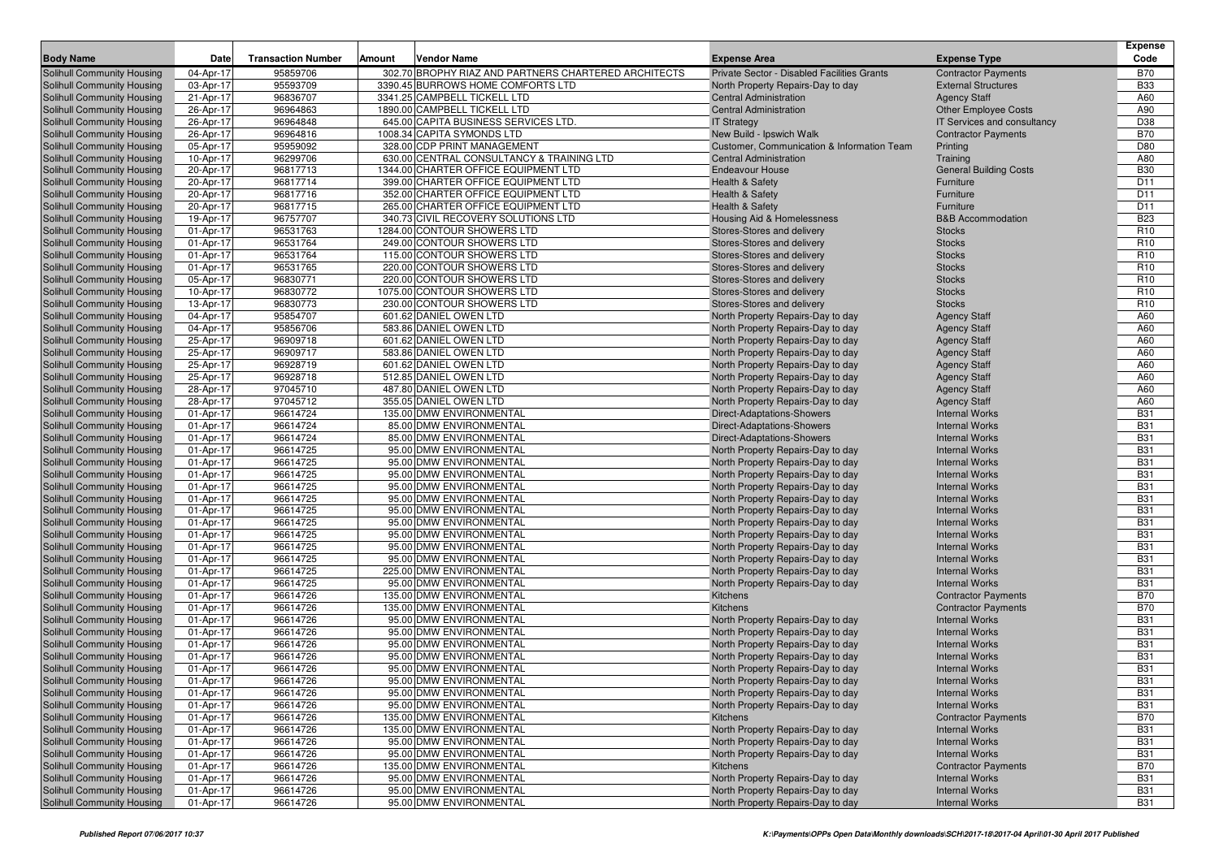| Body Name | Date | Transaction Number | Amount | Vendor Name | Expense Area | Expense Type | Expense Code |
|---|---|---|---|---|---|---|---|
| Solihull Community Housing | 04-Apr-17 | 95859706 | 302.70 | BROPHY RIAZ AND PARTNERS CHARTERED ARCHITECTS | Private Sector - Disabled Facilities Grants | Contractor Payments | B70 |
| Solihull Community Housing | 03-Apr-17 | 95593709 | 3390.45 | BURROWS HOME COMFORTS LTD | North Property Repairs-Day to day | External Structures | B33 |
| Solihull Community Housing | 21-Apr-17 | 96836707 | 3341.25 | CAMPBELL TICKELL LTD | Central Administration | Agency Staff | A60 |
| Solihull Community Housing | 26-Apr-17 | 96964863 | 1890.00 | CAMPBELL TICKELL LTD | Central Administration | Other Employee Costs | A90 |
| Solihull Community Housing | 26-Apr-17 | 96964848 | 645.00 | CAPITA BUSINESS SERVICES LTD. | IT Strategy | IT Services and consultancy | D38 |
| Solihull Community Housing | 26-Apr-17 | 96964816 | 1008.34 | CAPITA SYMONDS LTD | New Build - Ipswich Walk | Contractor Payments | B70 |
| Solihull Community Housing | 05-Apr-17 | 95959092 | 328.00 | CDP PRINT MANAGEMENT | Customer, Communication & Information Team | Printing | D80 |
| Solihull Community Housing | 10-Apr-17 | 96299706 | 630.00 | CENTRAL CONSULTANCY & TRAINING LTD | Central Administration | Training | A80 |
| Solihull Community Housing | 20-Apr-17 | 96817713 | 1344.00 | CHARTER OFFICE EQUIPMENT LTD | Endeavour House | General Building Costs | B30 |
| Solihull Community Housing | 20-Apr-17 | 96817714 | 399.00 | CHARTER OFFICE EQUIPMENT LTD | Health & Safety | Furniture | D11 |
| Solihull Community Housing | 20-Apr-17 | 96817716 | 352.00 | CHARTER OFFICE EQUIPMENT LTD | Health & Safety | Furniture | D11 |
| Solihull Community Housing | 20-Apr-17 | 96817715 | 265.00 | CHARTER OFFICE EQUIPMENT LTD | Health & Safety | Furniture | D11 |
| Solihull Community Housing | 19-Apr-17 | 96757707 | 340.73 | CIVIL RECOVERY SOLUTIONS LTD | Housing Aid & Homelessness | B&B Accommodation | B23 |
| Solihull Community Housing | 01-Apr-17 | 96531763 | 1284.00 | CONTOUR SHOWERS LTD | Stores-Stores and delivery | Stocks | R10 |
| Solihull Community Housing | 01-Apr-17 | 96531764 | 249.00 | CONTOUR SHOWERS LTD | Stores-Stores and delivery | Stocks | R10 |
| Solihull Community Housing | 01-Apr-17 | 96531764 | 115.00 | CONTOUR SHOWERS LTD | Stores-Stores and delivery | Stocks | R10 |
| Solihull Community Housing | 01-Apr-17 | 96531765 | 220.00 | CONTOUR SHOWERS LTD | Stores-Stores and delivery | Stocks | R10 |
| Solihull Community Housing | 05-Apr-17 | 96830771 | 220.00 | CONTOUR SHOWERS LTD | Stores-Stores and delivery | Stocks | R10 |
| Solihull Community Housing | 10-Apr-17 | 96830772 | 1075.00 | CONTOUR SHOWERS LTD | Stores-Stores and delivery | Stocks | R10 |
| Solihull Community Housing | 13-Apr-17 | 96830773 | 230.00 | CONTOUR SHOWERS LTD | Stores-Stores and delivery | Stocks | R10 |
| Solihull Community Housing | 04-Apr-17 | 95854707 | 601.62 | DANIEL OWEN LTD | North Property Repairs-Day to day | Agency Staff | A60 |
| Solihull Community Housing | 04-Apr-17 | 95856706 | 583.86 | DANIEL OWEN LTD | North Property Repairs-Day to day | Agency Staff | A60 |
| Solihull Community Housing | 25-Apr-17 | 96909718 | 601.62 | DANIEL OWEN LTD | North Property Repairs-Day to day | Agency Staff | A60 |
| Solihull Community Housing | 25-Apr-17 | 96909717 | 583.86 | DANIEL OWEN LTD | North Property Repairs-Day to day | Agency Staff | A60 |
| Solihull Community Housing | 25-Apr-17 | 96928719 | 601.62 | DANIEL OWEN LTD | North Property Repairs-Day to day | Agency Staff | A60 |
| Solihull Community Housing | 25-Apr-17 | 96928718 | 512.85 | DANIEL OWEN LTD | North Property Repairs-Day to day | Agency Staff | A60 |
| Solihull Community Housing | 28-Apr-17 | 97045710 | 487.80 | DANIEL OWEN LTD | North Property Repairs-Day to day | Agency Staff | A60 |
| Solihull Community Housing | 28-Apr-17 | 97045712 | 355.05 | DANIEL OWEN LTD | North Property Repairs-Day to day | Agency Staff | A60 |
| Solihull Community Housing | 01-Apr-17 | 96614724 | 135.00 | DMW ENVIRONMENTAL | Direct-Adaptations-Showers | Internal Works | B31 |
| Solihull Community Housing | 01-Apr-17 | 96614724 | 85.00 | DMW ENVIRONMENTAL | Direct-Adaptations-Showers | Internal Works | B31 |
| Solihull Community Housing | 01-Apr-17 | 96614724 | 85.00 | DMW ENVIRONMENTAL | Direct-Adaptations-Showers | Internal Works | B31 |
| Solihull Community Housing | 01-Apr-17 | 96614725 | 95.00 | DMW ENVIRONMENTAL | North Property Repairs-Day to day | Internal Works | B31 |
| Solihull Community Housing | 01-Apr-17 | 96614725 | 95.00 | DMW ENVIRONMENTAL | North Property Repairs-Day to day | Internal Works | B31 |
| Solihull Community Housing | 01-Apr-17 | 96614725 | 95.00 | DMW ENVIRONMENTAL | North Property Repairs-Day to day | Internal Works | B31 |
| Solihull Community Housing | 01-Apr-17 | 96614725 | 95.00 | DMW ENVIRONMENTAL | North Property Repairs-Day to day | Internal Works | B31 |
| Solihull Community Housing | 01-Apr-17 | 96614725 | 95.00 | DMW ENVIRONMENTAL | North Property Repairs-Day to day | Internal Works | B31 |
| Solihull Community Housing | 01-Apr-17 | 96614725 | 95.00 | DMW ENVIRONMENTAL | North Property Repairs-Day to day | Internal Works | B31 |
| Solihull Community Housing | 01-Apr-17 | 96614725 | 95.00 | DMW ENVIRONMENTAL | North Property Repairs-Day to day | Internal Works | B31 |
| Solihull Community Housing | 01-Apr-17 | 96614725 | 95.00 | DMW ENVIRONMENTAL | North Property Repairs-Day to day | Internal Works | B31 |
| Solihull Community Housing | 01-Apr-17 | 96614725 | 95.00 | DMW ENVIRONMENTAL | North Property Repairs-Day to day | Internal Works | B31 |
| Solihull Community Housing | 01-Apr-17 | 96614725 | 95.00 | DMW ENVIRONMENTAL | North Property Repairs-Day to day | Internal Works | B31 |
| Solihull Community Housing | 01-Apr-17 | 96614725 | 225.00 | DMW ENVIRONMENTAL | North Property Repairs-Day to day | Internal Works | B31 |
| Solihull Community Housing | 01-Apr-17 | 96614725 | 95.00 | DMW ENVIRONMENTAL | North Property Repairs-Day to day | Internal Works | B31 |
| Solihull Community Housing | 01-Apr-17 | 96614726 | 135.00 | DMW ENVIRONMENTAL | Kitchens | Contractor Payments | B70 |
| Solihull Community Housing | 01-Apr-17 | 96614726 | 135.00 | DMW ENVIRONMENTAL | Kitchens | Contractor Payments | B70 |
| Solihull Community Housing | 01-Apr-17 | 96614726 | 95.00 | DMW ENVIRONMENTAL | North Property Repairs-Day to day | Internal Works | B31 |
| Solihull Community Housing | 01-Apr-17 | 96614726 | 95.00 | DMW ENVIRONMENTAL | North Property Repairs-Day to day | Internal Works | B31 |
| Solihull Community Housing | 01-Apr-17 | 96614726 | 95.00 | DMW ENVIRONMENTAL | North Property Repairs-Day to day | Internal Works | B31 |
| Solihull Community Housing | 01-Apr-17 | 96614726 | 95.00 | DMW ENVIRONMENTAL | North Property Repairs-Day to day | Internal Works | B31 |
| Solihull Community Housing | 01-Apr-17 | 96614726 | 95.00 | DMW ENVIRONMENTAL | North Property Repairs-Day to day | Internal Works | B31 |
| Solihull Community Housing | 01-Apr-17 | 96614726 | 95.00 | DMW ENVIRONMENTAL | North Property Repairs-Day to day | Internal Works | B31 |
| Solihull Community Housing | 01-Apr-17 | 96614726 | 95.00 | DMW ENVIRONMENTAL | North Property Repairs-Day to day | Internal Works | B31 |
| Solihull Community Housing | 01-Apr-17 | 96614726 | 95.00 | DMW ENVIRONMENTAL | North Property Repairs-Day to day | Internal Works | B31 |
| Solihull Community Housing | 01-Apr-17 | 96614726 | 135.00 | DMW ENVIRONMENTAL | Kitchens | Contractor Payments | B70 |
| Solihull Community Housing | 01-Apr-17 | 96614726 | 135.00 | DMW ENVIRONMENTAL | North Property Repairs-Day to day | Internal Works | B31 |
| Solihull Community Housing | 01-Apr-17 | 96614726 | 95.00 | DMW ENVIRONMENTAL | North Property Repairs-Day to day | Internal Works | B31 |
| Solihull Community Housing | 01-Apr-17 | 96614726 | 95.00 | DMW ENVIRONMENTAL | North Property Repairs-Day to day | Internal Works | B31 |
| Solihull Community Housing | 01-Apr-17 | 96614726 | 135.00 | DMW ENVIRONMENTAL | Kitchens | Contractor Payments | B70 |
| Solihull Community Housing | 01-Apr-17 | 96614726 | 95.00 | DMW ENVIRONMENTAL | North Property Repairs-Day to day | Internal Works | B31 |
| Solihull Community Housing | 01-Apr-17 | 96614726 | 95.00 | DMW ENVIRONMENTAL | North Property Repairs-Day to day | Internal Works | B31 |
| Solihull Community Housing | 01-Apr-17 | 96614726 | 95.00 | DMW ENVIRONMENTAL | North Property Repairs-Day to day | Internal Works | B31 |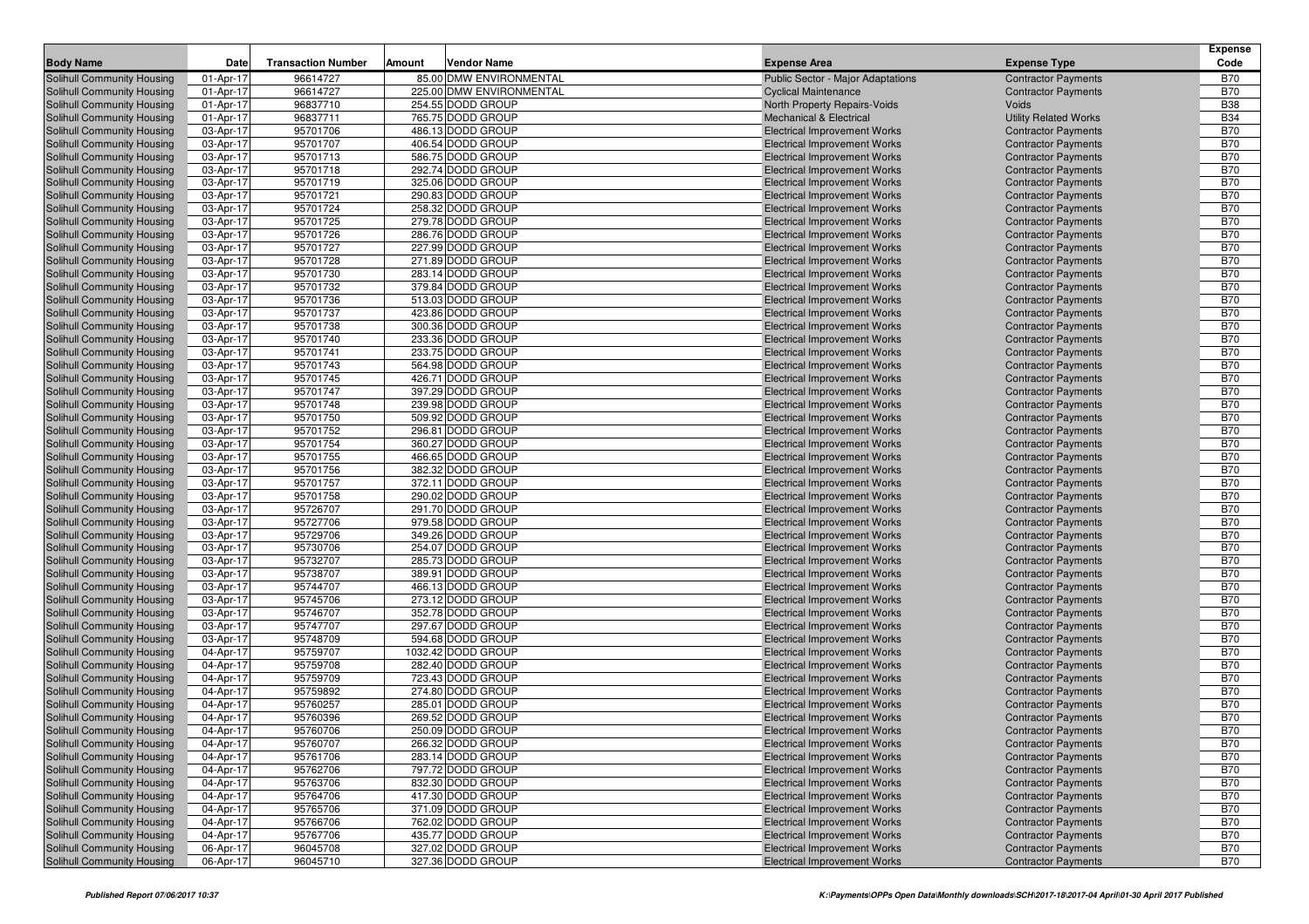| Body Name | Date | Transaction Number | Amount | Vendor Name | Expense Area | Expense Type | Expense Code |
|---|---|---|---|---|---|---|---|
| Solihull Community Housing | 01-Apr-17 | 96614727 | 85.00 | DMW ENVIRONMENTAL | Public Sector - Major Adaptations | Contractor Payments | B70 |
| Solihull Community Housing | 01-Apr-17 | 96614727 | 225.00 | DMW ENVIRONMENTAL | Cyclical Maintenance | Contractor Payments | B70 |
| Solihull Community Housing | 01-Apr-17 | 96837710 | 254.55 | DODD GROUP | North Property Repairs-Voids | Voids | B38 |
| Solihull Community Housing | 01-Apr-17 | 96837711 | 765.75 | DODD GROUP | Mechanical & Electrical | Utility Related Works | B34 |
| Solihull Community Housing | 03-Apr-17 | 95701706 | 486.13 | DODD GROUP | Electrical Improvement Works | Contractor Payments | B70 |
| Solihull Community Housing | 03-Apr-17 | 95701707 | 406.54 | DODD GROUP | Electrical Improvement Works | Contractor Payments | B70 |
| Solihull Community Housing | 03-Apr-17 | 95701713 | 586.75 | DODD GROUP | Electrical Improvement Works | Contractor Payments | B70 |
| Solihull Community Housing | 03-Apr-17 | 95701718 | 292.74 | DODD GROUP | Electrical Improvement Works | Contractor Payments | B70 |
| Solihull Community Housing | 03-Apr-17 | 95701719 | 325.06 | DODD GROUP | Electrical Improvement Works | Contractor Payments | B70 |
| Solihull Community Housing | 03-Apr-17 | 95701721 | 290.83 | DODD GROUP | Electrical Improvement Works | Contractor Payments | B70 |
| Solihull Community Housing | 03-Apr-17 | 95701724 | 258.32 | DODD GROUP | Electrical Improvement Works | Contractor Payments | B70 |
| Solihull Community Housing | 03-Apr-17 | 95701725 | 279.78 | DODD GROUP | Electrical Improvement Works | Contractor Payments | B70 |
| Solihull Community Housing | 03-Apr-17 | 95701726 | 286.76 | DODD GROUP | Electrical Improvement Works | Contractor Payments | B70 |
| Solihull Community Housing | 03-Apr-17 | 95701727 | 227.99 | DODD GROUP | Electrical Improvement Works | Contractor Payments | B70 |
| Solihull Community Housing | 03-Apr-17 | 95701728 | 271.89 | DODD GROUP | Electrical Improvement Works | Contractor Payments | B70 |
| Solihull Community Housing | 03-Apr-17 | 95701730 | 283.14 | DODD GROUP | Electrical Improvement Works | Contractor Payments | B70 |
| Solihull Community Housing | 03-Apr-17 | 95701732 | 379.84 | DODD GROUP | Electrical Improvement Works | Contractor Payments | B70 |
| Solihull Community Housing | 03-Apr-17 | 95701736 | 513.03 | DODD GROUP | Electrical Improvement Works | Contractor Payments | B70 |
| Solihull Community Housing | 03-Apr-17 | 95701737 | 423.86 | DODD GROUP | Electrical Improvement Works | Contractor Payments | B70 |
| Solihull Community Housing | 03-Apr-17 | 95701738 | 300.36 | DODD GROUP | Electrical Improvement Works | Contractor Payments | B70 |
| Solihull Community Housing | 03-Apr-17 | 95701740 | 233.36 | DODD GROUP | Electrical Improvement Works | Contractor Payments | B70 |
| Solihull Community Housing | 03-Apr-17 | 95701741 | 233.75 | DODD GROUP | Electrical Improvement Works | Contractor Payments | B70 |
| Solihull Community Housing | 03-Apr-17 | 95701743 | 564.98 | DODD GROUP | Electrical Improvement Works | Contractor Payments | B70 |
| Solihull Community Housing | 03-Apr-17 | 95701745 | 426.71 | DODD GROUP | Electrical Improvement Works | Contractor Payments | B70 |
| Solihull Community Housing | 03-Apr-17 | 95701747 | 397.29 | DODD GROUP | Electrical Improvement Works | Contractor Payments | B70 |
| Solihull Community Housing | 03-Apr-17 | 95701748 | 239.98 | DODD GROUP | Electrical Improvement Works | Contractor Payments | B70 |
| Solihull Community Housing | 03-Apr-17 | 95701750 | 509.92 | DODD GROUP | Electrical Improvement Works | Contractor Payments | B70 |
| Solihull Community Housing | 03-Apr-17 | 95701752 | 296.81 | DODD GROUP | Electrical Improvement Works | Contractor Payments | B70 |
| Solihull Community Housing | 03-Apr-17 | 95701754 | 360.27 | DODD GROUP | Electrical Improvement Works | Contractor Payments | B70 |
| Solihull Community Housing | 03-Apr-17 | 95701755 | 466.65 | DODD GROUP | Electrical Improvement Works | Contractor Payments | B70 |
| Solihull Community Housing | 03-Apr-17 | 95701756 | 382.32 | DODD GROUP | Electrical Improvement Works | Contractor Payments | B70 |
| Solihull Community Housing | 03-Apr-17 | 95701757 | 372.11 | DODD GROUP | Electrical Improvement Works | Contractor Payments | B70 |
| Solihull Community Housing | 03-Apr-17 | 95701758 | 290.02 | DODD GROUP | Electrical Improvement Works | Contractor Payments | B70 |
| Solihull Community Housing | 03-Apr-17 | 95726707 | 291.70 | DODD GROUP | Electrical Improvement Works | Contractor Payments | B70 |
| Solihull Community Housing | 03-Apr-17 | 95727706 | 979.58 | DODD GROUP | Electrical Improvement Works | Contractor Payments | B70 |
| Solihull Community Housing | 03-Apr-17 | 95729706 | 349.26 | DODD GROUP | Electrical Improvement Works | Contractor Payments | B70 |
| Solihull Community Housing | 03-Apr-17 | 95730706 | 254.07 | DODD GROUP | Electrical Improvement Works | Contractor Payments | B70 |
| Solihull Community Housing | 03-Apr-17 | 95732707 | 285.73 | DODD GROUP | Electrical Improvement Works | Contractor Payments | B70 |
| Solihull Community Housing | 03-Apr-17 | 95738707 | 389.91 | DODD GROUP | Electrical Improvement Works | Contractor Payments | B70 |
| Solihull Community Housing | 03-Apr-17 | 95744707 | 466.13 | DODD GROUP | Electrical Improvement Works | Contractor Payments | B70 |
| Solihull Community Housing | 03-Apr-17 | 95745706 | 273.12 | DODD GROUP | Electrical Improvement Works | Contractor Payments | B70 |
| Solihull Community Housing | 03-Apr-17 | 95746707 | 352.78 | DODD GROUP | Electrical Improvement Works | Contractor Payments | B70 |
| Solihull Community Housing | 03-Apr-17 | 95747707 | 297.67 | DODD GROUP | Electrical Improvement Works | Contractor Payments | B70 |
| Solihull Community Housing | 03-Apr-17 | 95748709 | 594.68 | DODD GROUP | Electrical Improvement Works | Contractor Payments | B70 |
| Solihull Community Housing | 04-Apr-17 | 95759707 | 1032.42 | DODD GROUP | Electrical Improvement Works | Contractor Payments | B70 |
| Solihull Community Housing | 04-Apr-17 | 95759708 | 282.40 | DODD GROUP | Electrical Improvement Works | Contractor Payments | B70 |
| Solihull Community Housing | 04-Apr-17 | 95759709 | 723.43 | DODD GROUP | Electrical Improvement Works | Contractor Payments | B70 |
| Solihull Community Housing | 04-Apr-17 | 95759892 | 274.80 | DODD GROUP | Electrical Improvement Works | Contractor Payments | B70 |
| Solihull Community Housing | 04-Apr-17 | 95760257 | 285.01 | DODD GROUP | Electrical Improvement Works | Contractor Payments | B70 |
| Solihull Community Housing | 04-Apr-17 | 95760396 | 269.52 | DODD GROUP | Electrical Improvement Works | Contractor Payments | B70 |
| Solihull Community Housing | 04-Apr-17 | 95760706 | 250.09 | DODD GROUP | Electrical Improvement Works | Contractor Payments | B70 |
| Solihull Community Housing | 04-Apr-17 | 95760707 | 266.32 | DODD GROUP | Electrical Improvement Works | Contractor Payments | B70 |
| Solihull Community Housing | 04-Apr-17 | 95761706 | 283.14 | DODD GROUP | Electrical Improvement Works | Contractor Payments | B70 |
| Solihull Community Housing | 04-Apr-17 | 95762706 | 797.72 | DODD GROUP | Electrical Improvement Works | Contractor Payments | B70 |
| Solihull Community Housing | 04-Apr-17 | 95763706 | 832.30 | DODD GROUP | Electrical Improvement Works | Contractor Payments | B70 |
| Solihull Community Housing | 04-Apr-17 | 95764706 | 417.30 | DODD GROUP | Electrical Improvement Works | Contractor Payments | B70 |
| Solihull Community Housing | 04-Apr-17 | 95765706 | 371.09 | DODD GROUP | Electrical Improvement Works | Contractor Payments | B70 |
| Solihull Community Housing | 04-Apr-17 | 95766706 | 762.02 | DODD GROUP | Electrical Improvement Works | Contractor Payments | B70 |
| Solihull Community Housing | 04-Apr-17 | 95767706 | 435.77 | DODD GROUP | Electrical Improvement Works | Contractor Payments | B70 |
| Solihull Community Housing | 06-Apr-17 | 96045708 | 327.02 | DODD GROUP | Electrical Improvement Works | Contractor Payments | B70 |
| Solihull Community Housing | 06-Apr-17 | 96045710 | 327.36 | DODD GROUP | Electrical Improvement Works | Contractor Payments | B70 |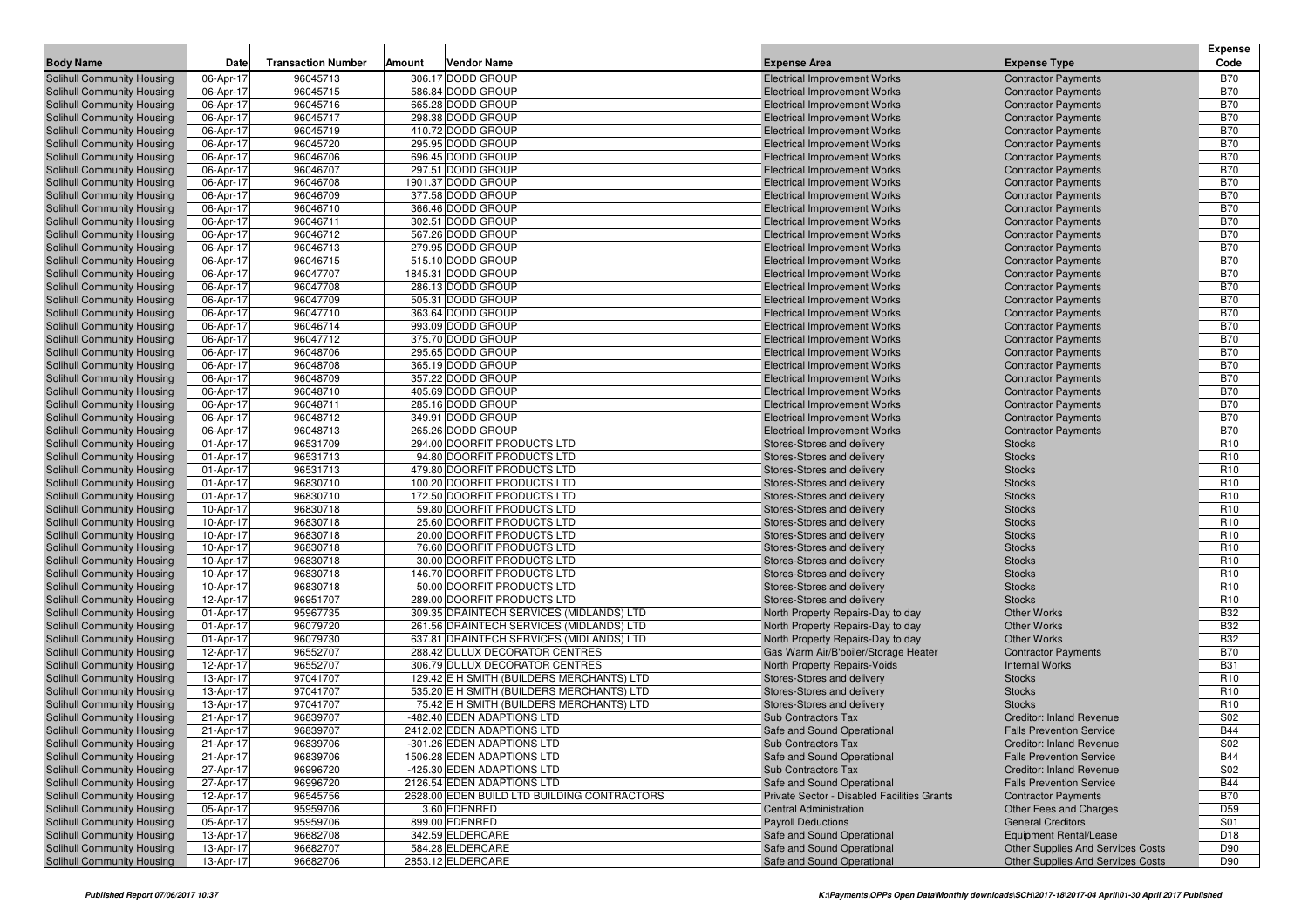| Body Name | Date | Transaction Number | Amount | Vendor Name | Expense Area | Expense Type | Expense Code |
|---|---|---|---|---|---|---|---|
| Solihull Community Housing | 06-Apr-17 | 96045713 | 306.17 | DODD GROUP | Electrical Improvement Works | Contractor Payments | B70 |
| Solihull Community Housing | 06-Apr-17 | 96045715 | 586.84 | DODD GROUP | Electrical Improvement Works | Contractor Payments | B70 |
| Solihull Community Housing | 06-Apr-17 | 96045716 | 665.28 | DODD GROUP | Electrical Improvement Works | Contractor Payments | B70 |
| Solihull Community Housing | 06-Apr-17 | 96045717 | 298.38 | DODD GROUP | Electrical Improvement Works | Contractor Payments | B70 |
| Solihull Community Housing | 06-Apr-17 | 96045719 | 410.72 | DODD GROUP | Electrical Improvement Works | Contractor Payments | B70 |
| Solihull Community Housing | 06-Apr-17 | 96045720 | 295.95 | DODD GROUP | Electrical Improvement Works | Contractor Payments | B70 |
| Solihull Community Housing | 06-Apr-17 | 96046706 | 696.45 | DODD GROUP | Electrical Improvement Works | Contractor Payments | B70 |
| Solihull Community Housing | 06-Apr-17 | 96046707 | 297.51 | DODD GROUP | Electrical Improvement Works | Contractor Payments | B70 |
| Solihull Community Housing | 06-Apr-17 | 96046708 | 1901.37 | DODD GROUP | Electrical Improvement Works | Contractor Payments | B70 |
| Solihull Community Housing | 06-Apr-17 | 96046709 | 377.58 | DODD GROUP | Electrical Improvement Works | Contractor Payments | B70 |
| Solihull Community Housing | 06-Apr-17 | 96046710 | 366.46 | DODD GROUP | Electrical Improvement Works | Contractor Payments | B70 |
| Solihull Community Housing | 06-Apr-17 | 96046711 | 302.51 | DODD GROUP | Electrical Improvement Works | Contractor Payments | B70 |
| Solihull Community Housing | 06-Apr-17 | 96046712 | 567.26 | DODD GROUP | Electrical Improvement Works | Contractor Payments | B70 |
| Solihull Community Housing | 06-Apr-17 | 96046713 | 279.95 | DODD GROUP | Electrical Improvement Works | Contractor Payments | B70 |
| Solihull Community Housing | 06-Apr-17 | 96046715 | 515.10 | DODD GROUP | Electrical Improvement Works | Contractor Payments | B70 |
| Solihull Community Housing | 06-Apr-17 | 96047707 | 1845.31 | DODD GROUP | Electrical Improvement Works | Contractor Payments | B70 |
| Solihull Community Housing | 06-Apr-17 | 96047708 | 286.13 | DODD GROUP | Electrical Improvement Works | Contractor Payments | B70 |
| Solihull Community Housing | 06-Apr-17 | 96047709 | 505.31 | DODD GROUP | Electrical Improvement Works | Contractor Payments | B70 |
| Solihull Community Housing | 06-Apr-17 | 96047710 | 363.64 | DODD GROUP | Electrical Improvement Works | Contractor Payments | B70 |
| Solihull Community Housing | 06-Apr-17 | 96046714 | 993.09 | DODD GROUP | Electrical Improvement Works | Contractor Payments | B70 |
| Solihull Community Housing | 06-Apr-17 | 96047712 | 375.70 | DODD GROUP | Electrical Improvement Works | Contractor Payments | B70 |
| Solihull Community Housing | 06-Apr-17 | 96048706 | 295.65 | DODD GROUP | Electrical Improvement Works | Contractor Payments | B70 |
| Solihull Community Housing | 06-Apr-17 | 96048708 | 365.19 | DODD GROUP | Electrical Improvement Works | Contractor Payments | B70 |
| Solihull Community Housing | 06-Apr-17 | 96048709 | 357.22 | DODD GROUP | Electrical Improvement Works | Contractor Payments | B70 |
| Solihull Community Housing | 06-Apr-17 | 96048710 | 405.69 | DODD GROUP | Electrical Improvement Works | Contractor Payments | B70 |
| Solihull Community Housing | 06-Apr-17 | 96048711 | 285.16 | DODD GROUP | Electrical Improvement Works | Contractor Payments | B70 |
| Solihull Community Housing | 06-Apr-17 | 96048712 | 349.91 | DODD GROUP | Electrical Improvement Works | Contractor Payments | B70 |
| Solihull Community Housing | 06-Apr-17 | 96048713 | 265.26 | DODD GROUP | Electrical Improvement Works | Contractor Payments | B70 |
| Solihull Community Housing | 01-Apr-17 | 96531709 | 294.00 | DOORFIT PRODUCTS LTD | Stores-Stores and delivery | Stocks | R10 |
| Solihull Community Housing | 01-Apr-17 | 96531713 | 94.80 | DOORFIT PRODUCTS LTD | Stores-Stores and delivery | Stocks | R10 |
| Solihull Community Housing | 01-Apr-17 | 96531713 | 479.80 | DOORFIT PRODUCTS LTD | Stores-Stores and delivery | Stocks | R10 |
| Solihull Community Housing | 01-Apr-17 | 96830710 | 100.20 | DOORFIT PRODUCTS LTD | Stores-Stores and delivery | Stocks | R10 |
| Solihull Community Housing | 01-Apr-17 | 96830710 | 172.50 | DOORFIT PRODUCTS LTD | Stores-Stores and delivery | Stocks | R10 |
| Solihull Community Housing | 10-Apr-17 | 96830718 | 59.80 | DOORFIT PRODUCTS LTD | Stores-Stores and delivery | Stocks | R10 |
| Solihull Community Housing | 10-Apr-17 | 96830718 | 25.60 | DOORFIT PRODUCTS LTD | Stores-Stores and delivery | Stocks | R10 |
| Solihull Community Housing | 10-Apr-17 | 96830718 | 20.00 | DOORFIT PRODUCTS LTD | Stores-Stores and delivery | Stocks | R10 |
| Solihull Community Housing | 10-Apr-17 | 96830718 | 76.60 | DOORFIT PRODUCTS LTD | Stores-Stores and delivery | Stocks | R10 |
| Solihull Community Housing | 10-Apr-17 | 96830718 | 30.00 | DOORFIT PRODUCTS LTD | Stores-Stores and delivery | Stocks | R10 |
| Solihull Community Housing | 10-Apr-17 | 96830718 | 146.70 | DOORFIT PRODUCTS LTD | Stores-Stores and delivery | Stocks | R10 |
| Solihull Community Housing | 10-Apr-17 | 96830718 | 50.00 | DOORFIT PRODUCTS LTD | Stores-Stores and delivery | Stocks | R10 |
| Solihull Community Housing | 12-Apr-17 | 96951707 | 289.00 | DOORFIT PRODUCTS LTD | Stores-Stores and delivery | Stocks | R10 |
| Solihull Community Housing | 01-Apr-17 | 95967735 | 309.35 | DRAINTECH SERVICES (MIDLANDS) LTD | North Property Repairs-Day to day | Other Works | B32 |
| Solihull Community Housing | 01-Apr-17 | 96079720 | 261.56 | DRAINTECH SERVICES (MIDLANDS) LTD | North Property Repairs-Day to day | Other Works | B32 |
| Solihull Community Housing | 01-Apr-17 | 96079730 | 637.81 | DRAINTECH SERVICES (MIDLANDS) LTD | North Property Repairs-Day to day | Other Works | B32 |
| Solihull Community Housing | 12-Apr-17 | 96552707 | 288.42 | DULUX DECORATOR CENTRES | Gas Warm Air/B'boiler/Storage Heater | Contractor Payments | B70 |
| Solihull Community Housing | 12-Apr-17 | 96552707 | 306.79 | DULUX DECORATOR CENTRES | North Property Repairs-Voids | Internal Works | B31 |
| Solihull Community Housing | 13-Apr-17 | 97041707 | 129.42 | E H SMITH (BUILDERS MERCHANTS) LTD | Stores-Stores and delivery | Stocks | R10 |
| Solihull Community Housing | 13-Apr-17 | 97041707 | 535.20 | E H SMITH (BUILDERS MERCHANTS) LTD | Stores-Stores and delivery | Stocks | R10 |
| Solihull Community Housing | 13-Apr-17 | 97041707 | 75.42 | E H SMITH (BUILDERS MERCHANTS) LTD | Stores-Stores and delivery | Stocks | R10 |
| Solihull Community Housing | 21-Apr-17 | 96839707 | -482.40 | EDEN ADAPTIONS LTD | Sub Contractors Tax | Creditor: Inland Revenue | S02 |
| Solihull Community Housing | 21-Apr-17 | 96839707 | 2412.02 | EDEN ADAPTIONS LTD | Safe and Sound Operational | Falls Prevention Service | B44 |
| Solihull Community Housing | 21-Apr-17 | 96839706 | -301.26 | EDEN ADAPTIONS LTD | Sub Contractors Tax | Creditor: Inland Revenue | S02 |
| Solihull Community Housing | 21-Apr-17 | 96839706 | 1506.28 | EDEN ADAPTIONS LTD | Safe and Sound Operational | Falls Prevention Service | B44 |
| Solihull Community Housing | 27-Apr-17 | 96996720 | -425.30 | EDEN ADAPTIONS LTD | Sub Contractors Tax | Creditor: Inland Revenue | S02 |
| Solihull Community Housing | 27-Apr-17 | 96996720 | 2126.54 | EDEN ADAPTIONS LTD | Safe and Sound Operational | Falls Prevention Service | B44 |
| Solihull Community Housing | 12-Apr-17 | 96545756 | 2628.00 | EDEN BUILD LTD BUILDING CONTRACTORS | Private Sector - Disabled Facilities Grants | Contractor Payments | B70 |
| Solihull Community Housing | 05-Apr-17 | 95959706 | 3.60 | EDENRED | Central Administration | Other Fees and Charges | D59 |
| Solihull Community Housing | 05-Apr-17 | 95959706 | 899.00 | EDENRED | Payroll Deductions | General Creditors | S01 |
| Solihull Community Housing | 13-Apr-17 | 96682708 | 342.59 | ELDERCARE | Safe and Sound Operational | Equipment Rental/Lease | D18 |
| Solihull Community Housing | 13-Apr-17 | 96682707 | 584.28 | ELDERCARE | Safe and Sound Operational | Other Supplies And Services Costs | D90 |
| Solihull Community Housing | 13-Apr-17 | 96682706 | 2853.12 | ELDERCARE | Safe and Sound Operational | Other Supplies And Services Costs | D90 |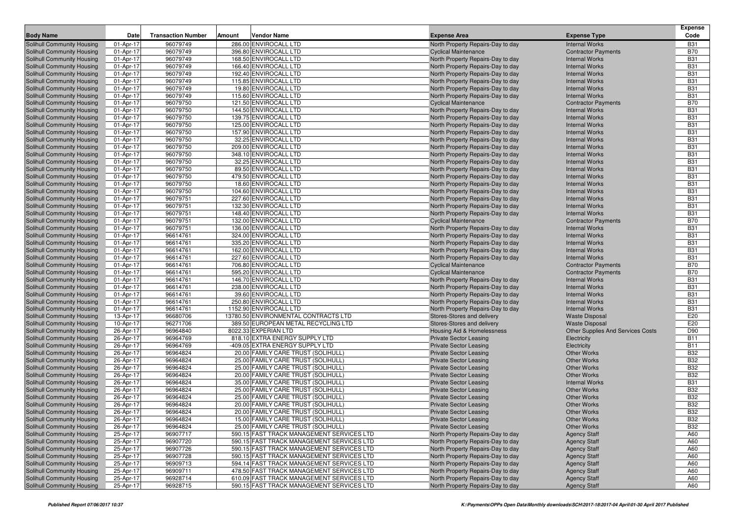| Body Name | Date | Transaction Number | Amount | Vendor Name | Expense Area | Expense Type | Expense Code |
|---|---|---|---|---|---|---|---|
| Solihull Community Housing | 01-Apr-17 | 96079749 | 286.00 | ENVIROCALL LTD | North Property Repairs-Day to day | Internal Works | B31 |
| Solihull Community Housing | 01-Apr-17 | 96079749 | 396.80 | ENVIROCALL LTD | Cyclical Maintenance | Contractor Payments | B70 |
| Solihull Community Housing | 01-Apr-17 | 96079749 | 168.50 | ENVIROCALL LTD | North Property Repairs-Day to day | Internal Works | B31 |
| Solihull Community Housing | 01-Apr-17 | 96079749 | 166.40 | ENVIROCALL LTD | North Property Repairs-Day to day | Internal Works | B31 |
| Solihull Community Housing | 01-Apr-17 | 96079749 | 192.40 | ENVIROCALL LTD | North Property Repairs-Day to day | Internal Works | B31 |
| Solihull Community Housing | 01-Apr-17 | 96079749 | 115.85 | ENVIROCALL LTD | North Property Repairs-Day to day | Internal Works | B31 |
| Solihull Community Housing | 01-Apr-17 | 96079749 | 19.80 | ENVIROCALL LTD | North Property Repairs-Day to day | Internal Works | B31 |
| Solihull Community Housing | 01-Apr-17 | 96079749 | 115.60 | ENVIROCALL LTD | North Property Repairs-Day to day | Internal Works | B31 |
| Solihull Community Housing | 01-Apr-17 | 96079750 | 121.50 | ENVIROCALL LTD | Cyclical Maintenance | Contractor Payments | B70 |
| Solihull Community Housing | 01-Apr-17 | 96079750 | 144.50 | ENVIROCALL LTD | North Property Repairs-Day to day | Internal Works | B31 |
| Solihull Community Housing | 01-Apr-17 | 96079750 | 139.75 | ENVIROCALL LTD | North Property Repairs-Day to day | Internal Works | B31 |
| Solihull Community Housing | 01-Apr-17 | 96079750 | 125.00 | ENVIROCALL LTD | North Property Repairs-Day to day | Internal Works | B31 |
| Solihull Community Housing | 01-Apr-17 | 96079750 | 157.90 | ENVIROCALL LTD | North Property Repairs-Day to day | Internal Works | B31 |
| Solihull Community Housing | 01-Apr-17 | 96079750 | 32.25 | ENVIROCALL LTD | North Property Repairs-Day to day | Internal Works | B31 |
| Solihull Community Housing | 01-Apr-17 | 96079750 | 209.00 | ENVIROCALL LTD | North Property Repairs-Day to day | Internal Works | B31 |
| Solihull Community Housing | 01-Apr-17 | 96079750 | 348.10 | ENVIROCALL LTD | North Property Repairs-Day to day | Internal Works | B31 |
| Solihull Community Housing | 01-Apr-17 | 96079750 | 32.25 | ENVIROCALL LTD | North Property Repairs-Day to day | Internal Works | B31 |
| Solihull Community Housing | 01-Apr-17 | 96079750 | 89.50 | ENVIROCALL LTD | North Property Repairs-Day to day | Internal Works | B31 |
| Solihull Community Housing | 01-Apr-17 | 96079750 | 479.50 | ENVIROCALL LTD | North Property Repairs-Day to day | Internal Works | B31 |
| Solihull Community Housing | 01-Apr-17 | 96079750 | 18.60 | ENVIROCALL LTD | North Property Repairs-Day to day | Internal Works | B31 |
| Solihull Community Housing | 01-Apr-17 | 96079750 | 104.60 | ENVIROCALL LTD | North Property Repairs-Day to day | Internal Works | B31 |
| Solihull Community Housing | 01-Apr-17 | 96079751 | 227.60 | ENVIROCALL LTD | North Property Repairs-Day to day | Internal Works | B31 |
| Solihull Community Housing | 01-Apr-17 | 96079751 | 132.30 | ENVIROCALL LTD | North Property Repairs-Day to day | Internal Works | B31 |
| Solihull Community Housing | 01-Apr-17 | 96079751 | 148.40 | ENVIROCALL LTD | North Property Repairs-Day to day | Internal Works | B31 |
| Solihull Community Housing | 01-Apr-17 | 96079751 | 132.00 | ENVIROCALL LTD | Cyclical Maintenance | Contractor Payments | B70 |
| Solihull Community Housing | 01-Apr-17 | 96079751 | 136.00 | ENVIROCALL LTD | North Property Repairs-Day to day | Internal Works | B31 |
| Solihull Community Housing | 01-Apr-17 | 96614761 | 324.00 | ENVIROCALL LTD | North Property Repairs-Day to day | Internal Works | B31 |
| Solihull Community Housing | 01-Apr-17 | 96614761 | 335.20 | ENVIROCALL LTD | North Property Repairs-Day to day | Internal Works | B31 |
| Solihull Community Housing | 01-Apr-17 | 96614761 | 162.00 | ENVIROCALL LTD | North Property Repairs-Day to day | Internal Works | B31 |
| Solihull Community Housing | 01-Apr-17 | 96614761 | 227.60 | ENVIROCALL LTD | North Property Repairs-Day to day | Internal Works | B31 |
| Solihull Community Housing | 01-Apr-17 | 96614761 | 706.80 | ENVIROCALL LTD | Cyclical Maintenance | Contractor Payments | B70 |
| Solihull Community Housing | 01-Apr-17 | 96614761 | 595.20 | ENVIROCALL LTD | Cyclical Maintenance | Contractor Payments | B70 |
| Solihull Community Housing | 01-Apr-17 | 96614761 | 146.70 | ENVIROCALL LTD | North Property Repairs-Day to day | Internal Works | B31 |
| Solihull Community Housing | 01-Apr-17 | 96614761 | 238.00 | ENVIROCALL LTD | North Property Repairs-Day to day | Internal Works | B31 |
| Solihull Community Housing | 01-Apr-17 | 96614761 | 39.60 | ENVIROCALL LTD | North Property Repairs-Day to day | Internal Works | B31 |
| Solihull Community Housing | 01-Apr-17 | 96614761 | 250.80 | ENVIROCALL LTD | North Property Repairs-Day to day | Internal Works | B31 |
| Solihull Community Housing | 01-Apr-17 | 96614761 | 1152.90 | ENVIROCALL LTD | North Property Repairs-Day to day | Internal Works | B31 |
| Solihull Community Housing | 13-Apr-17 | 96680706 | 13780.50 | ENVIRONMENTAL CONTRACTS LTD | Stores-Stores and delivery | Waste Disposal | E20 |
| Solihull Community Housing | 10-Apr-17 | 96271706 | 389.50 | EUROPEAN METAL RECYCLING LTD | Stores-Stores and delivery | Waste Disposal | E20 |
| Solihull Community Housing | 26-Apr-17 | 96964840 | 8022.33 | EXPERIAN LTD | Housing Aid & Homelessness | Other Supplies And Services Costs | D90 |
| Solihull Community Housing | 26-Apr-17 | 96964769 | 818.10 | EXTRA ENERGY SUPPLY LTD | Private Sector Leasing | Electricity | B11 |
| Solihull Community Housing | 26-Apr-17 | 96964769 | -409.05 | EXTRA ENERGY SUPPLY LTD | Private Sector Leasing | Electricity | B11 |
| Solihull Community Housing | 26-Apr-17 | 96964824 | 20.00 | FAMILY CARE TRUST (SOLIHULL) | Private Sector Leasing | Other Works | B32 |
| Solihull Community Housing | 26-Apr-17 | 96964824 | 25.00 | FAMILY CARE TRUST (SOLIHULL) | Private Sector Leasing | Other Works | B32 |
| Solihull Community Housing | 26-Apr-17 | 96964824 | 25.00 | FAMILY CARE TRUST (SOLIHULL) | Private Sector Leasing | Other Works | B32 |
| Solihull Community Housing | 26-Apr-17 | 96964824 | 20.00 | FAMILY CARE TRUST (SOLIHULL) | Private Sector Leasing | Other Works | B32 |
| Solihull Community Housing | 26-Apr-17 | 96964824 | 35.00 | FAMILY CARE TRUST (SOLIHULL) | Private Sector Leasing | Internal Works | B31 |
| Solihull Community Housing | 26-Apr-17 | 96964824 | 25.00 | FAMILY CARE TRUST (SOLIHULL) | Private Sector Leasing | Other Works | B32 |
| Solihull Community Housing | 26-Apr-17 | 96964824 | 25.00 | FAMILY CARE TRUST (SOLIHULL) | Private Sector Leasing | Other Works | B32 |
| Solihull Community Housing | 26-Apr-17 | 96964824 | 20.00 | FAMILY CARE TRUST (SOLIHULL) | Private Sector Leasing | Other Works | B32 |
| Solihull Community Housing | 26-Apr-17 | 96964824 | 20.00 | FAMILY CARE TRUST (SOLIHULL) | Private Sector Leasing | Other Works | B32 |
| Solihull Community Housing | 26-Apr-17 | 96964824 | 15.00 | FAMILY CARE TRUST (SOLIHULL) | Private Sector Leasing | Other Works | B32 |
| Solihull Community Housing | 26-Apr-17 | 96964824 | 25.00 | FAMILY CARE TRUST (SOLIHULL) | Private Sector Leasing | Other Works | B32 |
| Solihull Community Housing | 25-Apr-17 | 96907717 | 590.15 | FAST TRACK MANAGEMENT SERVICES LTD | North Property Repairs-Day to day | Agency Staff | A60 |
| Solihull Community Housing | 25-Apr-17 | 96907720 | 590.15 | FAST TRACK MANAGEMENT SERVICES LTD | North Property Repairs-Day to day | Agency Staff | A60 |
| Solihull Community Housing | 25-Apr-17 | 96907726 | 590.15 | FAST TRACK MANAGEMENT SERVICES LTD | North Property Repairs-Day to day | Agency Staff | A60 |
| Solihull Community Housing | 25-Apr-17 | 96907728 | 590.15 | FAST TRACK MANAGEMENT SERVICES LTD | North Property Repairs-Day to day | Agency Staff | A60 |
| Solihull Community Housing | 25-Apr-17 | 96909713 | 594.14 | FAST TRACK MANAGEMENT SERVICES LTD | North Property Repairs-Day to day | Agency Staff | A60 |
| Solihull Community Housing | 25-Apr-17 | 96909711 | 478.50 | FAST TRACK MANAGEMENT SERVICES LTD | North Property Repairs-Day to day | Agency Staff | A60 |
| Solihull Community Housing | 25-Apr-17 | 96928714 | 610.09 | FAST TRACK MANAGEMENT SERVICES LTD | North Property Repairs-Day to day | Agency Staff | A60 |
| Solihull Community Housing | 25-Apr-17 | 96928715 | 590.15 | FAST TRACK MANAGEMENT SERVICES LTD | North Property Repairs-Day to day | Agency Staff | A60 |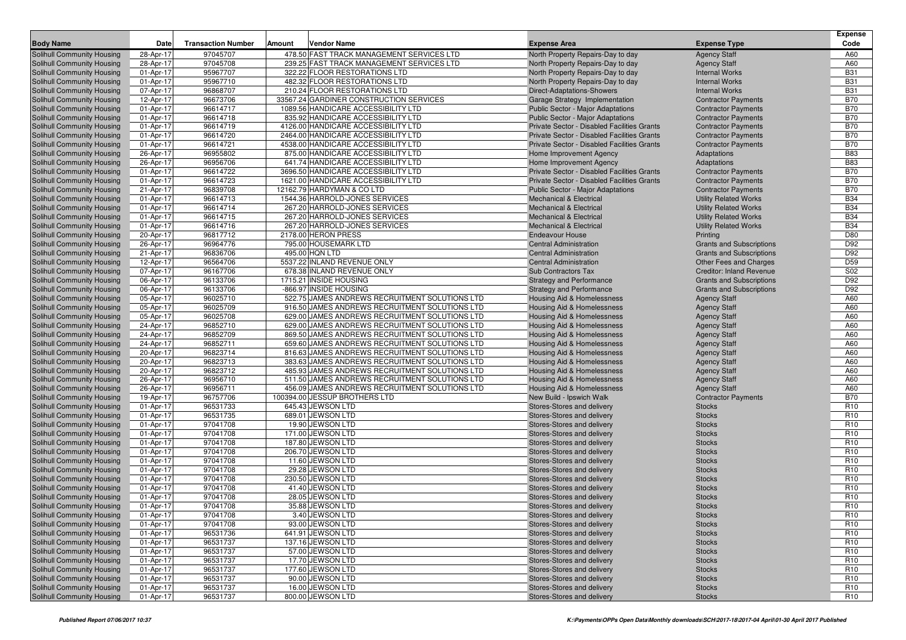| Body Name | Date | Transaction Number | Amount | Vendor Name | Expense Area | Expense Type | Expense Code |
|---|---|---|---|---|---|---|---|
| Solihull Community Housing | 28-Apr-17 | 97045707 | 478.50 | FAST TRACK MANAGEMENT SERVICES LTD | North Property Repairs-Day to day | Agency Staff | A60 |
| Solihull Community Housing | 28-Apr-17 | 97045708 | 239.25 | FAST TRACK MANAGEMENT SERVICES LTD | North Property Repairs-Day to day | Agency Staff | A60 |
| Solihull Community Housing | 01-Apr-17 | 95967707 | 322.22 | FLOOR RESTORATIONS LTD | North Property Repairs-Day to day | Internal Works | B31 |
| Solihull Community Housing | 01-Apr-17 | 95967710 | 482.32 | FLOOR RESTORATIONS LTD | North Property Repairs-Day to day | Internal Works | B31 |
| Solihull Community Housing | 07-Apr-17 | 96868707 | 210.24 | FLOOR RESTORATIONS LTD | Direct-Adaptations-Showers | Internal Works | B31 |
| Solihull Community Housing | 12-Apr-17 | 96673706 | 33567.24 | GARDINER CONSTRUCTION SERVICES | Garage Strategy Implementation | Contractor Payments | B70 |
| Solihull Community Housing | 01-Apr-17 | 96614717 | 1089.56 | HANDICARE ACCESSIBILITY LTD | Public Sector - Major Adaptations | Contractor Payments | B70 |
| Solihull Community Housing | 01-Apr-17 | 96614718 | 835.92 | HANDICARE ACCESSIBILITY LTD | Public Sector - Major Adaptations | Contractor Payments | B70 |
| Solihull Community Housing | 01-Apr-17 | 96614719 | 4126.00 | HANDICARE ACCESSIBILITY LTD | Private Sector - Disabled Facilities Grants | Contractor Payments | B70 |
| Solihull Community Housing | 01-Apr-17 | 96614720 | 2464.00 | HANDICARE ACCESSIBILITY LTD | Private Sector - Disabled Facilities Grants | Contractor Payments | B70 |
| Solihull Community Housing | 01-Apr-17 | 96614721 | 4538.00 | HANDICARE ACCESSIBILITY LTD | Private Sector - Disabled Facilities Grants | Contractor Payments | B70 |
| Solihull Community Housing | 26-Apr-17 | 96955802 | 875.00 | HANDICARE ACCESSIBILITY LTD | Home Improvement Agency | Adaptations | B83 |
| Solihull Community Housing | 26-Apr-17 | 96956706 | 641.74 | HANDICARE ACCESSIBILITY LTD | Home Improvement Agency | Adaptations | B83 |
| Solihull Community Housing | 01-Apr-17 | 96614722 | 3696.50 | HANDICARE ACCESSIBILITY LTD | Private Sector - Disabled Facilities Grants | Contractor Payments | B70 |
| Solihull Community Housing | 01-Apr-17 | 96614723 | 1621.00 | HANDICARE ACCESSIBILITY LTD | Private Sector - Disabled Facilities Grants | Contractor Payments | B70 |
| Solihull Community Housing | 21-Apr-17 | 96839708 | 12162.79 | HARDYMAN & CO LTD | Public Sector - Major Adaptations | Contractor Payments | B70 |
| Solihull Community Housing | 01-Apr-17 | 96614713 | 1544.36 | HARROLD-JONES SERVICES | Mechanical & Electrical | Utility Related Works | B34 |
| Solihull Community Housing | 01-Apr-17 | 96614714 | 267.20 | HARROLD-JONES SERVICES | Mechanical & Electrical | Utility Related Works | B34 |
| Solihull Community Housing | 01-Apr-17 | 96614715 | 267.20 | HARROLD-JONES SERVICES | Mechanical & Electrical | Utility Related Works | B34 |
| Solihull Community Housing | 01-Apr-17 | 96614716 | 267.20 | HARROLD-JONES SERVICES | Mechanical & Electrical | Utility Related Works | B34 |
| Solihull Community Housing | 20-Apr-17 | 96817712 | 2178.00 | HERON PRESS | Endeavour House | Printing | D80 |
| Solihull Community Housing | 26-Apr-17 | 96964776 | 795.00 | HOUSEMARK LTD | Central Administration | Grants and Subscriptions | D92 |
| Solihull Community Housing | 21-Apr-17 | 96836706 | 495.00 | HQN LTD | Central Administration | Grants and Subscriptions | D92 |
| Solihull Community Housing | 12-Apr-17 | 96564706 | 5537.22 | INLAND REVENUE ONLY | Central Administration | Other Fees and Charges | D59 |
| Solihull Community Housing | 07-Apr-17 | 96167706 | 678.38 | INLAND REVENUE ONLY | Sub Contractors Tax | Creditor: Inland Revenue | S02 |
| Solihull Community Housing | 06-Apr-17 | 96133706 | 1715.21 | INSIDE HOUSING | Strategy and Performance | Grants and Subscriptions | D92 |
| Solihull Community Housing | 06-Apr-17 | 96133706 | -866.97 | INSIDE HOUSING | Strategy and Performance | Grants and Subscriptions | D92 |
| Solihull Community Housing | 05-Apr-17 | 96025710 | 522.75 | JAMES ANDREWS RECRUITMENT SOLUTIONS LTD | Housing Aid & Homelessness | Agency Staff | A60 |
| Solihull Community Housing | 05-Apr-17 | 96025709 | 916.50 | JAMES ANDREWS RECRUITMENT SOLUTIONS LTD | Housing Aid & Homelessness | Agency Staff | A60 |
| Solihull Community Housing | 05-Apr-17 | 96025708 | 629.00 | JAMES ANDREWS RECRUITMENT SOLUTIONS LTD | Housing Aid & Homelessness | Agency Staff | A60 |
| Solihull Community Housing | 24-Apr-17 | 96852710 | 629.00 | JAMES ANDREWS RECRUITMENT SOLUTIONS LTD | Housing Aid & Homelessness | Agency Staff | A60 |
| Solihull Community Housing | 24-Apr-17 | 96852709 | 869.50 | JAMES ANDREWS RECRUITMENT SOLUTIONS LTD | Housing Aid & Homelessness | Agency Staff | A60 |
| Solihull Community Housing | 24-Apr-17 | 96852711 | 659.60 | JAMES ANDREWS RECRUITMENT SOLUTIONS LTD | Housing Aid & Homelessness | Agency Staff | A60 |
| Solihull Community Housing | 20-Apr-17 | 96823714 | 816.63 | JAMES ANDREWS RECRUITMENT SOLUTIONS LTD | Housing Aid & Homelessness | Agency Staff | A60 |
| Solihull Community Housing | 20-Apr-17 | 96823713 | 383.63 | JAMES ANDREWS RECRUITMENT SOLUTIONS LTD | Housing Aid & Homelessness | Agency Staff | A60 |
| Solihull Community Housing | 20-Apr-17 | 96823712 | 485.93 | JAMES ANDREWS RECRUITMENT SOLUTIONS LTD | Housing Aid & Homelessness | Agency Staff | A60 |
| Solihull Community Housing | 26-Apr-17 | 96956710 | 511.50 | JAMES ANDREWS RECRUITMENT SOLUTIONS LTD | Housing Aid & Homelessness | Agency Staff | A60 |
| Solihull Community Housing | 26-Apr-17 | 96956711 | 456.09 | JAMES ANDREWS RECRUITMENT SOLUTIONS LTD | Housing Aid & Homelessness | Agency Staff | A60 |
| Solihull Community Housing | 19-Apr-17 | 96757706 | 100394.00 | JESSUP BROTHERS LTD | New Build - Ipswich Walk | Contractor Payments | B70 |
| Solihull Community Housing | 01-Apr-17 | 96531733 | 645.43 | JEWSON LTD | Stores-Stores and delivery | Stocks | R10 |
| Solihull Community Housing | 01-Apr-17 | 96531735 | 689.01 | JEWSON LTD | Stores-Stores and delivery | Stocks | R10 |
| Solihull Community Housing | 01-Apr-17 | 97041708 | 19.90 | JEWSON LTD | Stores-Stores and delivery | Stocks | R10 |
| Solihull Community Housing | 01-Apr-17 | 97041708 | 171.00 | JEWSON LTD | Stores-Stores and delivery | Stocks | R10 |
| Solihull Community Housing | 01-Apr-17 | 97041708 | 187.80 | JEWSON LTD | Stores-Stores and delivery | Stocks | R10 |
| Solihull Community Housing | 01-Apr-17 | 97041708 | 206.70 | JEWSON LTD | Stores-Stores and delivery | Stocks | R10 |
| Solihull Community Housing | 01-Apr-17 | 97041708 | 11.60 | JEWSON LTD | Stores-Stores and delivery | Stocks | R10 |
| Solihull Community Housing | 01-Apr-17 | 97041708 | 29.28 | JEWSON LTD | Stores-Stores and delivery | Stocks | R10 |
| Solihull Community Housing | 01-Apr-17 | 97041708 | 230.50 | JEWSON LTD | Stores-Stores and delivery | Stocks | R10 |
| Solihull Community Housing | 01-Apr-17 | 97041708 | 41.40 | JEWSON LTD | Stores-Stores and delivery | Stocks | R10 |
| Solihull Community Housing | 01-Apr-17 | 97041708 | 28.05 | JEWSON LTD | Stores-Stores and delivery | Stocks | R10 |
| Solihull Community Housing | 01-Apr-17 | 97041708 | 35.88 | JEWSON LTD | Stores-Stores and delivery | Stocks | R10 |
| Solihull Community Housing | 01-Apr-17 | 97041708 | 3.40 | JEWSON LTD | Stores-Stores and delivery | Stocks | R10 |
| Solihull Community Housing | 01-Apr-17 | 97041708 | 93.00 | JEWSON LTD | Stores-Stores and delivery | Stocks | R10 |
| Solihull Community Housing | 01-Apr-17 | 96531736 | 641.91 | JEWSON LTD | Stores-Stores and delivery | Stocks | R10 |
| Solihull Community Housing | 01-Apr-17 | 96531737 | 137.16 | JEWSON LTD | Stores-Stores and delivery | Stocks | R10 |
| Solihull Community Housing | 01-Apr-17 | 96531737 | 57.00 | JEWSON LTD | Stores-Stores and delivery | Stocks | R10 |
| Solihull Community Housing | 01-Apr-17 | 96531737 | 17.70 | JEWSON LTD | Stores-Stores and delivery | Stocks | R10 |
| Solihull Community Housing | 01-Apr-17 | 96531737 | 177.60 | JEWSON LTD | Stores-Stores and delivery | Stocks | R10 |
| Solihull Community Housing | 01-Apr-17 | 96531737 | 90.00 | JEWSON LTD | Stores-Stores and delivery | Stocks | R10 |
| Solihull Community Housing | 01-Apr-17 | 96531737 | 16.00 | JEWSON LTD | Stores-Stores and delivery | Stocks | R10 |
| Solihull Community Housing | 01-Apr-17 | 96531737 | 800.00 | JEWSON LTD | Stores-Stores and delivery | Stocks | R10 |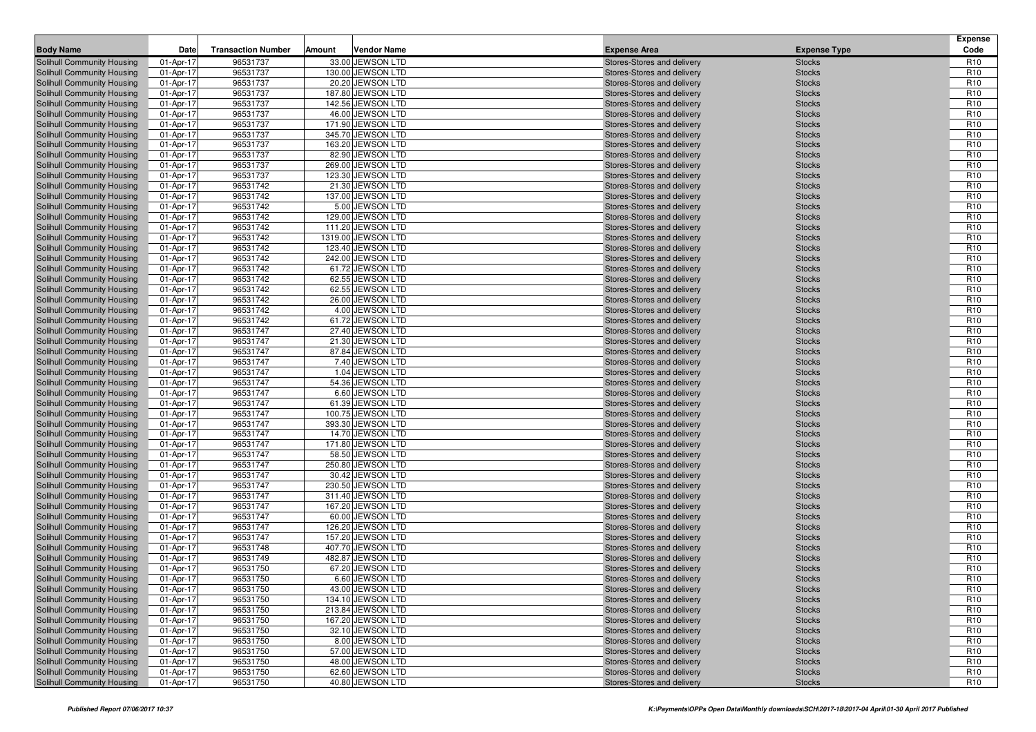| Body Name | Date | Transaction Number | Amount | Vendor Name | Expense Area | Expense Type | Expense Code |
|---|---|---|---|---|---|---|---|
| Solihull Community Housing | 01-Apr-17 | 96531737 | 33.00 | JEWSON LTD | Stores-Stores and delivery | Stocks | R10 |
| Solihull Community Housing | 01-Apr-17 | 96531737 | 130.00 | JEWSON LTD | Stores-Stores and delivery | Stocks | R10 |
| Solihull Community Housing | 01-Apr-17 | 96531737 | 20.20 | JEWSON LTD | Stores-Stores and delivery | Stocks | R10 |
| Solihull Community Housing | 01-Apr-17 | 96531737 | 187.80 | JEWSON LTD | Stores-Stores and delivery | Stocks | R10 |
| Solihull Community Housing | 01-Apr-17 | 96531737 | 142.56 | JEWSON LTD | Stores-Stores and delivery | Stocks | R10 |
| Solihull Community Housing | 01-Apr-17 | 96531737 | 46.00 | JEWSON LTD | Stores-Stores and delivery | Stocks | R10 |
| Solihull Community Housing | 01-Apr-17 | 96531737 | 171.90 | JEWSON LTD | Stores-Stores and delivery | Stocks | R10 |
| Solihull Community Housing | 01-Apr-17 | 96531737 | 345.70 | JEWSON LTD | Stores-Stores and delivery | Stocks | R10 |
| Solihull Community Housing | 01-Apr-17 | 96531737 | 163.20 | JEWSON LTD | Stores-Stores and delivery | Stocks | R10 |
| Solihull Community Housing | 01-Apr-17 | 96531737 | 82.90 | JEWSON LTD | Stores-Stores and delivery | Stocks | R10 |
| Solihull Community Housing | 01-Apr-17 | 96531737 | 269.00 | JEWSON LTD | Stores-Stores and delivery | Stocks | R10 |
| Solihull Community Housing | 01-Apr-17 | 96531737 | 123.30 | JEWSON LTD | Stores-Stores and delivery | Stocks | R10 |
| Solihull Community Housing | 01-Apr-17 | 96531742 | 21.30 | JEWSON LTD | Stores-Stores and delivery | Stocks | R10 |
| Solihull Community Housing | 01-Apr-17 | 96531742 | 137.00 | JEWSON LTD | Stores-Stores and delivery | Stocks | R10 |
| Solihull Community Housing | 01-Apr-17 | 96531742 | 5.00 | JEWSON LTD | Stores-Stores and delivery | Stocks | R10 |
| Solihull Community Housing | 01-Apr-17 | 96531742 | 129.00 | JEWSON LTD | Stores-Stores and delivery | Stocks | R10 |
| Solihull Community Housing | 01-Apr-17 | 96531742 | 111.20 | JEWSON LTD | Stores-Stores and delivery | Stocks | R10 |
| Solihull Community Housing | 01-Apr-17 | 96531742 | 1319.00 | JEWSON LTD | Stores-Stores and delivery | Stocks | R10 |
| Solihull Community Housing | 01-Apr-17 | 96531742 | 123.40 | JEWSON LTD | Stores-Stores and delivery | Stocks | R10 |
| Solihull Community Housing | 01-Apr-17 | 96531742 | 242.00 | JEWSON LTD | Stores-Stores and delivery | Stocks | R10 |
| Solihull Community Housing | 01-Apr-17 | 96531742 | 61.72 | JEWSON LTD | Stores-Stores and delivery | Stocks | R10 |
| Solihull Community Housing | 01-Apr-17 | 96531742 | 62.55 | JEWSON LTD | Stores-Stores and delivery | Stocks | R10 |
| Solihull Community Housing | 01-Apr-17 | 96531742 | 62.55 | JEWSON LTD | Stores-Stores and delivery | Stocks | R10 |
| Solihull Community Housing | 01-Apr-17 | 96531742 | 26.00 | JEWSON LTD | Stores-Stores and delivery | Stocks | R10 |
| Solihull Community Housing | 01-Apr-17 | 96531742 | 4.00 | JEWSON LTD | Stores-Stores and delivery | Stocks | R10 |
| Solihull Community Housing | 01-Apr-17 | 96531742 | 61.72 | JEWSON LTD | Stores-Stores and delivery | Stocks | R10 |
| Solihull Community Housing | 01-Apr-17 | 96531747 | 27.40 | JEWSON LTD | Stores-Stores and delivery | Stocks | R10 |
| Solihull Community Housing | 01-Apr-17 | 96531747 | 21.30 | JEWSON LTD | Stores-Stores and delivery | Stocks | R10 |
| Solihull Community Housing | 01-Apr-17 | 96531747 | 87.84 | JEWSON LTD | Stores-Stores and delivery | Stocks | R10 |
| Solihull Community Housing | 01-Apr-17 | 96531747 | 7.40 | JEWSON LTD | Stores-Stores and delivery | Stocks | R10 |
| Solihull Community Housing | 01-Apr-17 | 96531747 | 1.04 | JEWSON LTD | Stores-Stores and delivery | Stocks | R10 |
| Solihull Community Housing | 01-Apr-17 | 96531747 | 54.36 | JEWSON LTD | Stores-Stores and delivery | Stocks | R10 |
| Solihull Community Housing | 01-Apr-17 | 96531747 | 6.60 | JEWSON LTD | Stores-Stores and delivery | Stocks | R10 |
| Solihull Community Housing | 01-Apr-17 | 96531747 | 61.39 | JEWSON LTD | Stores-Stores and delivery | Stocks | R10 |
| Solihull Community Housing | 01-Apr-17 | 96531747 | 100.75 | JEWSON LTD | Stores-Stores and delivery | Stocks | R10 |
| Solihull Community Housing | 01-Apr-17 | 96531747 | 393.30 | JEWSON LTD | Stores-Stores and delivery | Stocks | R10 |
| Solihull Community Housing | 01-Apr-17 | 96531747 | 14.70 | JEWSON LTD | Stores-Stores and delivery | Stocks | R10 |
| Solihull Community Housing | 01-Apr-17 | 96531747 | 171.80 | JEWSON LTD | Stores-Stores and delivery | Stocks | R10 |
| Solihull Community Housing | 01-Apr-17 | 96531747 | 58.50 | JEWSON LTD | Stores-Stores and delivery | Stocks | R10 |
| Solihull Community Housing | 01-Apr-17 | 96531747 | 250.80 | JEWSON LTD | Stores-Stores and delivery | Stocks | R10 |
| Solihull Community Housing | 01-Apr-17 | 96531747 | 30.42 | JEWSON LTD | Stores-Stores and delivery | Stocks | R10 |
| Solihull Community Housing | 01-Apr-17 | 96531747 | 230.50 | JEWSON LTD | Stores-Stores and delivery | Stocks | R10 |
| Solihull Community Housing | 01-Apr-17 | 96531747 | 311.40 | JEWSON LTD | Stores-Stores and delivery | Stocks | R10 |
| Solihull Community Housing | 01-Apr-17 | 96531747 | 167.20 | JEWSON LTD | Stores-Stores and delivery | Stocks | R10 |
| Solihull Community Housing | 01-Apr-17 | 96531747 | 60.00 | JEWSON LTD | Stores-Stores and delivery | Stocks | R10 |
| Solihull Community Housing | 01-Apr-17 | 96531747 | 126.20 | JEWSON LTD | Stores-Stores and delivery | Stocks | R10 |
| Solihull Community Housing | 01-Apr-17 | 96531747 | 157.20 | JEWSON LTD | Stores-Stores and delivery | Stocks | R10 |
| Solihull Community Housing | 01-Apr-17 | 96531748 | 407.70 | JEWSON LTD | Stores-Stores and delivery | Stocks | R10 |
| Solihull Community Housing | 01-Apr-17 | 96531749 | 482.87 | JEWSON LTD | Stores-Stores and delivery | Stocks | R10 |
| Solihull Community Housing | 01-Apr-17 | 96531750 | 67.20 | JEWSON LTD | Stores-Stores and delivery | Stocks | R10 |
| Solihull Community Housing | 01-Apr-17 | 96531750 | 6.60 | JEWSON LTD | Stores-Stores and delivery | Stocks | R10 |
| Solihull Community Housing | 01-Apr-17 | 96531750 | 43.00 | JEWSON LTD | Stores-Stores and delivery | Stocks | R10 |
| Solihull Community Housing | 01-Apr-17 | 96531750 | 134.10 | JEWSON LTD | Stores-Stores and delivery | Stocks | R10 |
| Solihull Community Housing | 01-Apr-17 | 96531750 | 213.84 | JEWSON LTD | Stores-Stores and delivery | Stocks | R10 |
| Solihull Community Housing | 01-Apr-17 | 96531750 | 167.20 | JEWSON LTD | Stores-Stores and delivery | Stocks | R10 |
| Solihull Community Housing | 01-Apr-17 | 96531750 | 32.10 | JEWSON LTD | Stores-Stores and delivery | Stocks | R10 |
| Solihull Community Housing | 01-Apr-17 | 96531750 | 8.00 | JEWSON LTD | Stores-Stores and delivery | Stocks | R10 |
| Solihull Community Housing | 01-Apr-17 | 96531750 | 57.00 | JEWSON LTD | Stores-Stores and delivery | Stocks | R10 |
| Solihull Community Housing | 01-Apr-17 | 96531750 | 48.00 | JEWSON LTD | Stores-Stores and delivery | Stocks | R10 |
| Solihull Community Housing | 01-Apr-17 | 96531750 | 62.60 | JEWSON LTD | Stores-Stores and delivery | Stocks | R10 |
| Solihull Community Housing | 01-Apr-17 | 96531750 | 40.80 | JEWSON LTD | Stores-Stores and delivery | Stocks | R10 |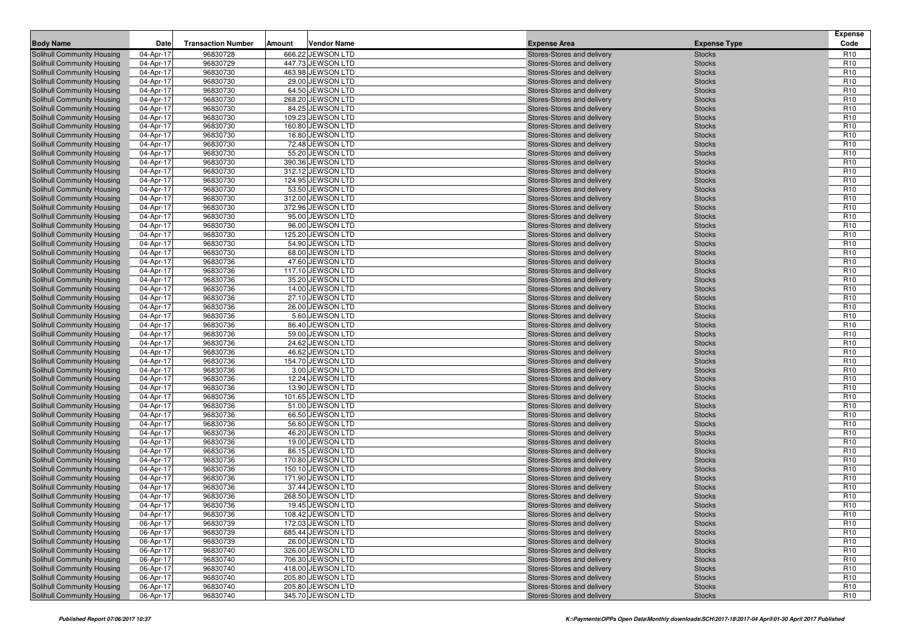| Body Name | Date | Transaction Number | Amount | Vendor Name | Expense Area | Expense Type | Expense Code |
|---|---|---|---|---|---|---|---|
| Solihull Community Housing | 04-Apr-17 | 96830728 | 666.22 | JEWSON LTD | Stores-Stores and delivery | Stocks | R10 |
| Solihull Community Housing | 04-Apr-17 | 96830729 | 447.73 | JEWSON LTD | Stores-Stores and delivery | Stocks | R10 |
| Solihull Community Housing | 04-Apr-17 | 96830730 | 463.98 | JEWSON LTD | Stores-Stores and delivery | Stocks | R10 |
| Solihull Community Housing | 04-Apr-17 | 96830730 | 29.00 | JEWSON LTD | Stores-Stores and delivery | Stocks | R10 |
| Solihull Community Housing | 04-Apr-17 | 96830730 | 64.50 | JEWSON LTD | Stores-Stores and delivery | Stocks | R10 |
| Solihull Community Housing | 04-Apr-17 | 96830730 | 268.20 | JEWSON LTD | Stores-Stores and delivery | Stocks | R10 |
| Solihull Community Housing | 04-Apr-17 | 96830730 | 84.25 | JEWSON LTD | Stores-Stores and delivery | Stocks | R10 |
| Solihull Community Housing | 04-Apr-17 | 96830730 | 109.23 | JEWSON LTD | Stores-Stores and delivery | Stocks | R10 |
| Solihull Community Housing | 04-Apr-17 | 96830730 | 160.80 | JEWSON LTD | Stores-Stores and delivery | Stocks | R10 |
| Solihull Community Housing | 04-Apr-17 | 96830730 | 16.80 | JEWSON LTD | Stores-Stores and delivery | Stocks | R10 |
| Solihull Community Housing | 04-Apr-17 | 96830730 | 72.48 | JEWSON LTD | Stores-Stores and delivery | Stocks | R10 |
| Solihull Community Housing | 04-Apr-17 | 96830730 | 55.20 | JEWSON LTD | Stores-Stores and delivery | Stocks | R10 |
| Solihull Community Housing | 04-Apr-17 | 96830730 | 390.36 | JEWSON LTD | Stores-Stores and delivery | Stocks | R10 |
| Solihull Community Housing | 04-Apr-17 | 96830730 | 312.12 | JEWSON LTD | Stores-Stores and delivery | Stocks | R10 |
| Solihull Community Housing | 04-Apr-17 | 96830730 | 124.95 | JEWSON LTD | Stores-Stores and delivery | Stocks | R10 |
| Solihull Community Housing | 04-Apr-17 | 96830730 | 53.50 | JEWSON LTD | Stores-Stores and delivery | Stocks | R10 |
| Solihull Community Housing | 04-Apr-17 | 96830730 | 312.00 | JEWSON LTD | Stores-Stores and delivery | Stocks | R10 |
| Solihull Community Housing | 04-Apr-17 | 96830730 | 372.96 | JEWSON LTD | Stores-Stores and delivery | Stocks | R10 |
| Solihull Community Housing | 04-Apr-17 | 96830730 | 95.00 | JEWSON LTD | Stores-Stores and delivery | Stocks | R10 |
| Solihull Community Housing | 04-Apr-17 | 96830730 | 96.00 | JEWSON LTD | Stores-Stores and delivery | Stocks | R10 |
| Solihull Community Housing | 04-Apr-17 | 96830730 | 125.20 | JEWSON LTD | Stores-Stores and delivery | Stocks | R10 |
| Solihull Community Housing | 04-Apr-17 | 96830730 | 54.90 | JEWSON LTD | Stores-Stores and delivery | Stocks | R10 |
| Solihull Community Housing | 04-Apr-17 | 96830730 | 68.00 | JEWSON LTD | Stores-Stores and delivery | Stocks | R10 |
| Solihull Community Housing | 04-Apr-17 | 96830736 | 47.60 | JEWSON LTD | Stores-Stores and delivery | Stocks | R10 |
| Solihull Community Housing | 04-Apr-17 | 96830736 | 117.10 | JEWSON LTD | Stores-Stores and delivery | Stocks | R10 |
| Solihull Community Housing | 04-Apr-17 | 96830736 | 35.20 | JEWSON LTD | Stores-Stores and delivery | Stocks | R10 |
| Solihull Community Housing | 04-Apr-17 | 96830736 | 14.00 | JEWSON LTD | Stores-Stores and delivery | Stocks | R10 |
| Solihull Community Housing | 04-Apr-17 | 96830736 | 27.10 | JEWSON LTD | Stores-Stores and delivery | Stocks | R10 |
| Solihull Community Housing | 04-Apr-17 | 96830736 | 26.00 | JEWSON LTD | Stores-Stores and delivery | Stocks | R10 |
| Solihull Community Housing | 04-Apr-17 | 96830736 | 5.60 | JEWSON LTD | Stores-Stores and delivery | Stocks | R10 |
| Solihull Community Housing | 04-Apr-17 | 96830736 | 86.40 | JEWSON LTD | Stores-Stores and delivery | Stocks | R10 |
| Solihull Community Housing | 04-Apr-17 | 96830736 | 59.00 | JEWSON LTD | Stores-Stores and delivery | Stocks | R10 |
| Solihull Community Housing | 04-Apr-17 | 96830736 | 24.62 | JEWSON LTD | Stores-Stores and delivery | Stocks | R10 |
| Solihull Community Housing | 04-Apr-17 | 96830736 | 46.62 | JEWSON LTD | Stores-Stores and delivery | Stocks | R10 |
| Solihull Community Housing | 04-Apr-17 | 96830736 | 154.70 | JEWSON LTD | Stores-Stores and delivery | Stocks | R10 |
| Solihull Community Housing | 04-Apr-17 | 96830736 | 3.00 | JEWSON LTD | Stores-Stores and delivery | Stocks | R10 |
| Solihull Community Housing | 04-Apr-17 | 96830736 | 12.24 | JEWSON LTD | Stores-Stores and delivery | Stocks | R10 |
| Solihull Community Housing | 04-Apr-17 | 96830736 | 13.90 | JEWSON LTD | Stores-Stores and delivery | Stocks | R10 |
| Solihull Community Housing | 04-Apr-17 | 96830736 | 101.65 | JEWSON LTD | Stores-Stores and delivery | Stocks | R10 |
| Solihull Community Housing | 04-Apr-17 | 96830736 | 51.00 | JEWSON LTD | Stores-Stores and delivery | Stocks | R10 |
| Solihull Community Housing | 04-Apr-17 | 96830736 | 66.50 | JEWSON LTD | Stores-Stores and delivery | Stocks | R10 |
| Solihull Community Housing | 04-Apr-17 | 96830736 | 56.60 | JEWSON LTD | Stores-Stores and delivery | Stocks | R10 |
| Solihull Community Housing | 04-Apr-17 | 96830736 | 46.20 | JEWSON LTD | Stores-Stores and delivery | Stocks | R10 |
| Solihull Community Housing | 04-Apr-17 | 96830736 | 19.00 | JEWSON LTD | Stores-Stores and delivery | Stocks | R10 |
| Solihull Community Housing | 04-Apr-17 | 96830736 | 86.15 | JEWSON LTD | Stores-Stores and delivery | Stocks | R10 |
| Solihull Community Housing | 04-Apr-17 | 96830736 | 170.80 | JEWSON LTD | Stores-Stores and delivery | Stocks | R10 |
| Solihull Community Housing | 04-Apr-17 | 96830736 | 150.10 | JEWSON LTD | Stores-Stores and delivery | Stocks | R10 |
| Solihull Community Housing | 04-Apr-17 | 96830736 | 171.90 | JEWSON LTD | Stores-Stores and delivery | Stocks | R10 |
| Solihull Community Housing | 04-Apr-17 | 96830736 | 37.44 | JEWSON LTD | Stores-Stores and delivery | Stocks | R10 |
| Solihull Community Housing | 04-Apr-17 | 96830736 | 268.50 | JEWSON LTD | Stores-Stores and delivery | Stocks | R10 |
| Solihull Community Housing | 04-Apr-17 | 96830736 | 19.45 | JEWSON LTD | Stores-Stores and delivery | Stocks | R10 |
| Solihull Community Housing | 04-Apr-17 | 96830736 | 108.42 | JEWSON LTD | Stores-Stores and delivery | Stocks | R10 |
| Solihull Community Housing | 06-Apr-17 | 96830739 | 172.03 | JEWSON LTD | Stores-Stores and delivery | Stocks | R10 |
| Solihull Community Housing | 06-Apr-17 | 96830739 | 685.44 | JEWSON LTD | Stores-Stores and delivery | Stocks | R10 |
| Solihull Community Housing | 06-Apr-17 | 96830739 | 26.00 | JEWSON LTD | Stores-Stores and delivery | Stocks | R10 |
| Solihull Community Housing | 06-Apr-17 | 96830740 | 326.00 | JEWSON LTD | Stores-Stores and delivery | Stocks | R10 |
| Solihull Community Housing | 06-Apr-17 | 96830740 | 706.30 | JEWSON LTD | Stores-Stores and delivery | Stocks | R10 |
| Solihull Community Housing | 06-Apr-17 | 96830740 | 418.00 | JEWSON LTD | Stores-Stores and delivery | Stocks | R10 |
| Solihull Community Housing | 06-Apr-17 | 96830740 | 205.80 | JEWSON LTD | Stores-Stores and delivery | Stocks | R10 |
| Solihull Community Housing | 06-Apr-17 | 96830740 | 205.80 | JEWSON LTD | Stores-Stores and delivery | Stocks | R10 |
| Solihull Community Housing | 06-Apr-17 | 96830740 | 345.70 | JEWSON LTD | Stores-Stores and delivery | Stocks | R10 |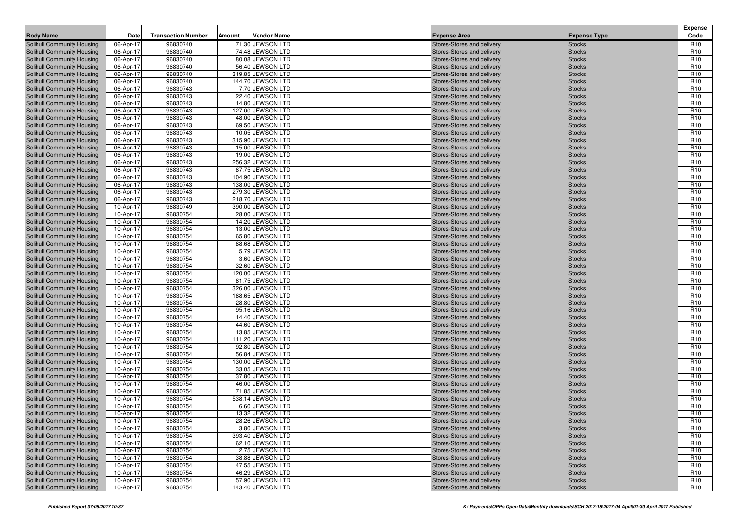| Body Name | Date | Transaction Number | Amount | Vendor Name | Expense Area | Expense Type | Expense Code |
|---|---|---|---|---|---|---|---|
| Solihull Community Housing | 06-Apr-17 | 96830740 | 71.30 | JEWSON LTD | Stores-Stores and delivery | Stocks | R10 |
| Solihull Community Housing | 06-Apr-17 | 96830740 | 74.48 | JEWSON LTD | Stores-Stores and delivery | Stocks | R10 |
| Solihull Community Housing | 06-Apr-17 | 96830740 | 80.08 | JEWSON LTD | Stores-Stores and delivery | Stocks | R10 |
| Solihull Community Housing | 06-Apr-17 | 96830740 | 56.40 | JEWSON LTD | Stores-Stores and delivery | Stocks | R10 |
| Solihull Community Housing | 06-Apr-17 | 96830740 | 319.85 | JEWSON LTD | Stores-Stores and delivery | Stocks | R10 |
| Solihull Community Housing | 06-Apr-17 | 96830740 | 144.70 | JEWSON LTD | Stores-Stores and delivery | Stocks | R10 |
| Solihull Community Housing | 06-Apr-17 | 96830743 | 7.70 | JEWSON LTD | Stores-Stores and delivery | Stocks | R10 |
| Solihull Community Housing | 06-Apr-17 | 96830743 | 22.40 | JEWSON LTD | Stores-Stores and delivery | Stocks | R10 |
| Solihull Community Housing | 06-Apr-17 | 96830743 | 14.80 | JEWSON LTD | Stores-Stores and delivery | Stocks | R10 |
| Solihull Community Housing | 06-Apr-17 | 96830743 | 127.00 | JEWSON LTD | Stores-Stores and delivery | Stocks | R10 |
| Solihull Community Housing | 06-Apr-17 | 96830743 | 48.00 | JEWSON LTD | Stores-Stores and delivery | Stocks | R10 |
| Solihull Community Housing | 06-Apr-17 | 96830743 | 69.50 | JEWSON LTD | Stores-Stores and delivery | Stocks | R10 |
| Solihull Community Housing | 06-Apr-17 | 96830743 | 10.05 | JEWSON LTD | Stores-Stores and delivery | Stocks | R10 |
| Solihull Community Housing | 06-Apr-17 | 96830743 | 315.90 | JEWSON LTD | Stores-Stores and delivery | Stocks | R10 |
| Solihull Community Housing | 06-Apr-17 | 96830743 | 15.00 | JEWSON LTD | Stores-Stores and delivery | Stocks | R10 |
| Solihull Community Housing | 06-Apr-17 | 96830743 | 19.00 | JEWSON LTD | Stores-Stores and delivery | Stocks | R10 |
| Solihull Community Housing | 06-Apr-17 | 96830743 | 256.32 | JEWSON LTD | Stores-Stores and delivery | Stocks | R10 |
| Solihull Community Housing | 06-Apr-17 | 96830743 | 87.75 | JEWSON LTD | Stores-Stores and delivery | Stocks | R10 |
| Solihull Community Housing | 06-Apr-17 | 96830743 | 104.90 | JEWSON LTD | Stores-Stores and delivery | Stocks | R10 |
| Solihull Community Housing | 06-Apr-17 | 96830743 | 138.00 | JEWSON LTD | Stores-Stores and delivery | Stocks | R10 |
| Solihull Community Housing | 06-Apr-17 | 96830743 | 279.30 | JEWSON LTD | Stores-Stores and delivery | Stocks | R10 |
| Solihull Community Housing | 06-Apr-17 | 96830743 | 218.70 | JEWSON LTD | Stores-Stores and delivery | Stocks | R10 |
| Solihull Community Housing | 10-Apr-17 | 96830749 | 390.00 | JEWSON LTD | Stores-Stores and delivery | Stocks | R10 |
| Solihull Community Housing | 10-Apr-17 | 96830754 | 28.00 | JEWSON LTD | Stores-Stores and delivery | Stocks | R10 |
| Solihull Community Housing | 10-Apr-17 | 96830754 | 14.20 | JEWSON LTD | Stores-Stores and delivery | Stocks | R10 |
| Solihull Community Housing | 10-Apr-17 | 96830754 | 13.00 | JEWSON LTD | Stores-Stores and delivery | Stocks | R10 |
| Solihull Community Housing | 10-Apr-17 | 96830754 | 65.80 | JEWSON LTD | Stores-Stores and delivery | Stocks | R10 |
| Solihull Community Housing | 10-Apr-17 | 96830754 | 88.68 | JEWSON LTD | Stores-Stores and delivery | Stocks | R10 |
| Solihull Community Housing | 10-Apr-17 | 96830754 | 5.79 | JEWSON LTD | Stores-Stores and delivery | Stocks | R10 |
| Solihull Community Housing | 10-Apr-17 | 96830754 | 3.60 | JEWSON LTD | Stores-Stores and delivery | Stocks | R10 |
| Solihull Community Housing | 10-Apr-17 | 96830754 | 32.60 | JEWSON LTD | Stores-Stores and delivery | Stocks | R10 |
| Solihull Community Housing | 10-Apr-17 | 96830754 | 120.00 | JEWSON LTD | Stores-Stores and delivery | Stocks | R10 |
| Solihull Community Housing | 10-Apr-17 | 96830754 | 81.75 | JEWSON LTD | Stores-Stores and delivery | Stocks | R10 |
| Solihull Community Housing | 10-Apr-17 | 96830754 | 326.00 | JEWSON LTD | Stores-Stores and delivery | Stocks | R10 |
| Solihull Community Housing | 10-Apr-17 | 96830754 | 188.65 | JEWSON LTD | Stores-Stores and delivery | Stocks | R10 |
| Solihull Community Housing | 10-Apr-17 | 96830754 | 28.80 | JEWSON LTD | Stores-Stores and delivery | Stocks | R10 |
| Solihull Community Housing | 10-Apr-17 | 96830754 | 95.16 | JEWSON LTD | Stores-Stores and delivery | Stocks | R10 |
| Solihull Community Housing | 10-Apr-17 | 96830754 | 14.40 | JEWSON LTD | Stores-Stores and delivery | Stocks | R10 |
| Solihull Community Housing | 10-Apr-17 | 96830754 | 44.60 | JEWSON LTD | Stores-Stores and delivery | Stocks | R10 |
| Solihull Community Housing | 10-Apr-17 | 96830754 | 13.85 | JEWSON LTD | Stores-Stores and delivery | Stocks | R10 |
| Solihull Community Housing | 10-Apr-17 | 96830754 | 111.20 | JEWSON LTD | Stores-Stores and delivery | Stocks | R10 |
| Solihull Community Housing | 10-Apr-17 | 96830754 | 92.80 | JEWSON LTD | Stores-Stores and delivery | Stocks | R10 |
| Solihull Community Housing | 10-Apr-17 | 96830754 | 56.84 | JEWSON LTD | Stores-Stores and delivery | Stocks | R10 |
| Solihull Community Housing | 10-Apr-17 | 96830754 | 130.00 | JEWSON LTD | Stores-Stores and delivery | Stocks | R10 |
| Solihull Community Housing | 10-Apr-17 | 96830754 | 33.05 | JEWSON LTD | Stores-Stores and delivery | Stocks | R10 |
| Solihull Community Housing | 10-Apr-17 | 96830754 | 37.80 | JEWSON LTD | Stores-Stores and delivery | Stocks | R10 |
| Solihull Community Housing | 10-Apr-17 | 96830754 | 46.00 | JEWSON LTD | Stores-Stores and delivery | Stocks | R10 |
| Solihull Community Housing | 10-Apr-17 | 96830754 | 71.85 | JEWSON LTD | Stores-Stores and delivery | Stocks | R10 |
| Solihull Community Housing | 10-Apr-17 | 96830754 | 538.14 | JEWSON LTD | Stores-Stores and delivery | Stocks | R10 |
| Solihull Community Housing | 10-Apr-17 | 96830754 | 6.60 | JEWSON LTD | Stores-Stores and delivery | Stocks | R10 |
| Solihull Community Housing | 10-Apr-17 | 96830754 | 13.32 | JEWSON LTD | Stores-Stores and delivery | Stocks | R10 |
| Solihull Community Housing | 10-Apr-17 | 96830754 | 28.26 | JEWSON LTD | Stores-Stores and delivery | Stocks | R10 |
| Solihull Community Housing | 10-Apr-17 | 96830754 | 3.80 | JEWSON LTD | Stores-Stores and delivery | Stocks | R10 |
| Solihull Community Housing | 10-Apr-17 | 96830754 | 393.40 | JEWSON LTD | Stores-Stores and delivery | Stocks | R10 |
| Solihull Community Housing | 10-Apr-17 | 96830754 | 62.10 | JEWSON LTD | Stores-Stores and delivery | Stocks | R10 |
| Solihull Community Housing | 10-Apr-17 | 96830754 | 2.75 | JEWSON LTD | Stores-Stores and delivery | Stocks | R10 |
| Solihull Community Housing | 10-Apr-17 | 96830754 | 38.88 | JEWSON LTD | Stores-Stores and delivery | Stocks | R10 |
| Solihull Community Housing | 10-Apr-17 | 96830754 | 47.55 | JEWSON LTD | Stores-Stores and delivery | Stocks | R10 |
| Solihull Community Housing | 10-Apr-17 | 96830754 | 46.29 | JEWSON LTD | Stores-Stores and delivery | Stocks | R10 |
| Solihull Community Housing | 10-Apr-17 | 96830754 | 57.90 | JEWSON LTD | Stores-Stores and delivery | Stocks | R10 |
| Solihull Community Housing | 10-Apr-17 | 96830754 | 143.40 | JEWSON LTD | Stores-Stores and delivery | Stocks | R10 |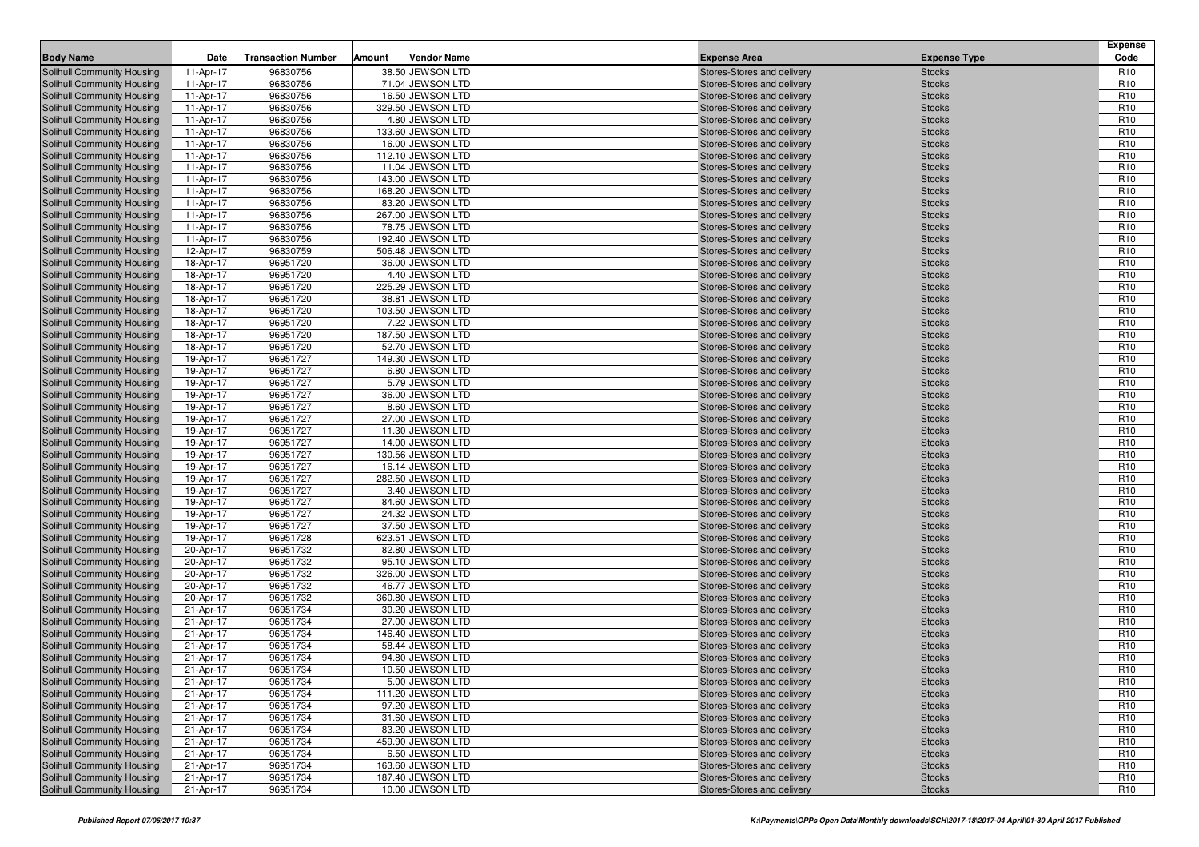| Body Name | Date | Transaction Number | Amount | Vendor Name | Expense Area | Expense Type | Expense Code |
|---|---|---|---|---|---|---|---|
| Solihull Community Housing | 11-Apr-17 | 96830756 | 38.50 | JEWSON LTD | Stores-Stores and delivery | Stocks | R10 |
| Solihull Community Housing | 11-Apr-17 | 96830756 | 71.04 | JEWSON LTD | Stores-Stores and delivery | Stocks | R10 |
| Solihull Community Housing | 11-Apr-17 | 96830756 | 16.50 | JEWSON LTD | Stores-Stores and delivery | Stocks | R10 |
| Solihull Community Housing | 11-Apr-17 | 96830756 | 329.50 | JEWSON LTD | Stores-Stores and delivery | Stocks | R10 |
| Solihull Community Housing | 11-Apr-17 | 96830756 | 4.80 | JEWSON LTD | Stores-Stores and delivery | Stocks | R10 |
| Solihull Community Housing | 11-Apr-17 | 96830756 | 133.60 | JEWSON LTD | Stores-Stores and delivery | Stocks | R10 |
| Solihull Community Housing | 11-Apr-17 | 96830756 | 16.00 | JEWSON LTD | Stores-Stores and delivery | Stocks | R10 |
| Solihull Community Housing | 11-Apr-17 | 96830756 | 112.10 | JEWSON LTD | Stores-Stores and delivery | Stocks | R10 |
| Solihull Community Housing | 11-Apr-17 | 96830756 | 11.04 | JEWSON LTD | Stores-Stores and delivery | Stocks | R10 |
| Solihull Community Housing | 11-Apr-17 | 96830756 | 143.00 | JEWSON LTD | Stores-Stores and delivery | Stocks | R10 |
| Solihull Community Housing | 11-Apr-17 | 96830756 | 168.20 | JEWSON LTD | Stores-Stores and delivery | Stocks | R10 |
| Solihull Community Housing | 11-Apr-17 | 96830756 | 83.20 | JEWSON LTD | Stores-Stores and delivery | Stocks | R10 |
| Solihull Community Housing | 11-Apr-17 | 96830756 | 267.00 | JEWSON LTD | Stores-Stores and delivery | Stocks | R10 |
| Solihull Community Housing | 11-Apr-17 | 96830756 | 78.75 | JEWSON LTD | Stores-Stores and delivery | Stocks | R10 |
| Solihull Community Housing | 11-Apr-17 | 96830756 | 192.40 | JEWSON LTD | Stores-Stores and delivery | Stocks | R10 |
| Solihull Community Housing | 12-Apr-17 | 96830759 | 506.48 | JEWSON LTD | Stores-Stores and delivery | Stocks | R10 |
| Solihull Community Housing | 18-Apr-17 | 96951720 | 36.00 | JEWSON LTD | Stores-Stores and delivery | Stocks | R10 |
| Solihull Community Housing | 18-Apr-17 | 96951720 | 4.40 | JEWSON LTD | Stores-Stores and delivery | Stocks | R10 |
| Solihull Community Housing | 18-Apr-17 | 96951720 | 225.29 | JEWSON LTD | Stores-Stores and delivery | Stocks | R10 |
| Solihull Community Housing | 18-Apr-17 | 96951720 | 38.81 | JEWSON LTD | Stores-Stores and delivery | Stocks | R10 |
| Solihull Community Housing | 18-Apr-17 | 96951720 | 103.50 | JEWSON LTD | Stores-Stores and delivery | Stocks | R10 |
| Solihull Community Housing | 18-Apr-17 | 96951720 | 7.22 | JEWSON LTD | Stores-Stores and delivery | Stocks | R10 |
| Solihull Community Housing | 18-Apr-17 | 96951720 | 187.50 | JEWSON LTD | Stores-Stores and delivery | Stocks | R10 |
| Solihull Community Housing | 18-Apr-17 | 96951720 | 52.70 | JEWSON LTD | Stores-Stores and delivery | Stocks | R10 |
| Solihull Community Housing | 19-Apr-17 | 96951727 | 149.30 | JEWSON LTD | Stores-Stores and delivery | Stocks | R10 |
| Solihull Community Housing | 19-Apr-17 | 96951727 | 6.80 | JEWSON LTD | Stores-Stores and delivery | Stocks | R10 |
| Solihull Community Housing | 19-Apr-17 | 96951727 | 5.79 | JEWSON LTD | Stores-Stores and delivery | Stocks | R10 |
| Solihull Community Housing | 19-Apr-17 | 96951727 | 36.00 | JEWSON LTD | Stores-Stores and delivery | Stocks | R10 |
| Solihull Community Housing | 19-Apr-17 | 96951727 | 8.60 | JEWSON LTD | Stores-Stores and delivery | Stocks | R10 |
| Solihull Community Housing | 19-Apr-17 | 96951727 | 27.00 | JEWSON LTD | Stores-Stores and delivery | Stocks | R10 |
| Solihull Community Housing | 19-Apr-17 | 96951727 | 11.30 | JEWSON LTD | Stores-Stores and delivery | Stocks | R10 |
| Solihull Community Housing | 19-Apr-17 | 96951727 | 14.00 | JEWSON LTD | Stores-Stores and delivery | Stocks | R10 |
| Solihull Community Housing | 19-Apr-17 | 96951727 | 130.56 | JEWSON LTD | Stores-Stores and delivery | Stocks | R10 |
| Solihull Community Housing | 19-Apr-17 | 96951727 | 16.14 | JEWSON LTD | Stores-Stores and delivery | Stocks | R10 |
| Solihull Community Housing | 19-Apr-17 | 96951727 | 282.50 | JEWSON LTD | Stores-Stores and delivery | Stocks | R10 |
| Solihull Community Housing | 19-Apr-17 | 96951727 | 3.40 | JEWSON LTD | Stores-Stores and delivery | Stocks | R10 |
| Solihull Community Housing | 19-Apr-17 | 96951727 | 84.60 | JEWSON LTD | Stores-Stores and delivery | Stocks | R10 |
| Solihull Community Housing | 19-Apr-17 | 96951727 | 24.32 | JEWSON LTD | Stores-Stores and delivery | Stocks | R10 |
| Solihull Community Housing | 19-Apr-17 | 96951727 | 37.50 | JEWSON LTD | Stores-Stores and delivery | Stocks | R10 |
| Solihull Community Housing | 19-Apr-17 | 96951728 | 623.51 | JEWSON LTD | Stores-Stores and delivery | Stocks | R10 |
| Solihull Community Housing | 20-Apr-17 | 96951732 | 82.80 | JEWSON LTD | Stores-Stores and delivery | Stocks | R10 |
| Solihull Community Housing | 20-Apr-17 | 96951732 | 95.10 | JEWSON LTD | Stores-Stores and delivery | Stocks | R10 |
| Solihull Community Housing | 20-Apr-17 | 96951732 | 326.00 | JEWSON LTD | Stores-Stores and delivery | Stocks | R10 |
| Solihull Community Housing | 20-Apr-17 | 96951732 | 46.77 | JEWSON LTD | Stores-Stores and delivery | Stocks | R10 |
| Solihull Community Housing | 20-Apr-17 | 96951732 | 360.80 | JEWSON LTD | Stores-Stores and delivery | Stocks | R10 |
| Solihull Community Housing | 21-Apr-17 | 96951734 | 30.20 | JEWSON LTD | Stores-Stores and delivery | Stocks | R10 |
| Solihull Community Housing | 21-Apr-17 | 96951734 | 27.00 | JEWSON LTD | Stores-Stores and delivery | Stocks | R10 |
| Solihull Community Housing | 21-Apr-17 | 96951734 | 146.40 | JEWSON LTD | Stores-Stores and delivery | Stocks | R10 |
| Solihull Community Housing | 21-Apr-17 | 96951734 | 58.44 | JEWSON LTD | Stores-Stores and delivery | Stocks | R10 |
| Solihull Community Housing | 21-Apr-17 | 96951734 | 94.80 | JEWSON LTD | Stores-Stores and delivery | Stocks | R10 |
| Solihull Community Housing | 21-Apr-17 | 96951734 | 10.50 | JEWSON LTD | Stores-Stores and delivery | Stocks | R10 |
| Solihull Community Housing | 21-Apr-17 | 96951734 | 5.00 | JEWSON LTD | Stores-Stores and delivery | Stocks | R10 |
| Solihull Community Housing | 21-Apr-17 | 96951734 | 111.20 | JEWSON LTD | Stores-Stores and delivery | Stocks | R10 |
| Solihull Community Housing | 21-Apr-17 | 96951734 | 97.20 | JEWSON LTD | Stores-Stores and delivery | Stocks | R10 |
| Solihull Community Housing | 21-Apr-17 | 96951734 | 31.60 | JEWSON LTD | Stores-Stores and delivery | Stocks | R10 |
| Solihull Community Housing | 21-Apr-17 | 96951734 | 83.20 | JEWSON LTD | Stores-Stores and delivery | Stocks | R10 |
| Solihull Community Housing | 21-Apr-17 | 96951734 | 459.90 | JEWSON LTD | Stores-Stores and delivery | Stocks | R10 |
| Solihull Community Housing | 21-Apr-17 | 96951734 | 6.50 | JEWSON LTD | Stores-Stores and delivery | Stocks | R10 |
| Solihull Community Housing | 21-Apr-17 | 96951734 | 163.60 | JEWSON LTD | Stores-Stores and delivery | Stocks | R10 |
| Solihull Community Housing | 21-Apr-17 | 96951734 | 187.40 | JEWSON LTD | Stores-Stores and delivery | Stocks | R10 |
| Solihull Community Housing | 21-Apr-17 | 96951734 | 10.00 | JEWSON LTD | Stores-Stores and delivery | Stocks | R10 |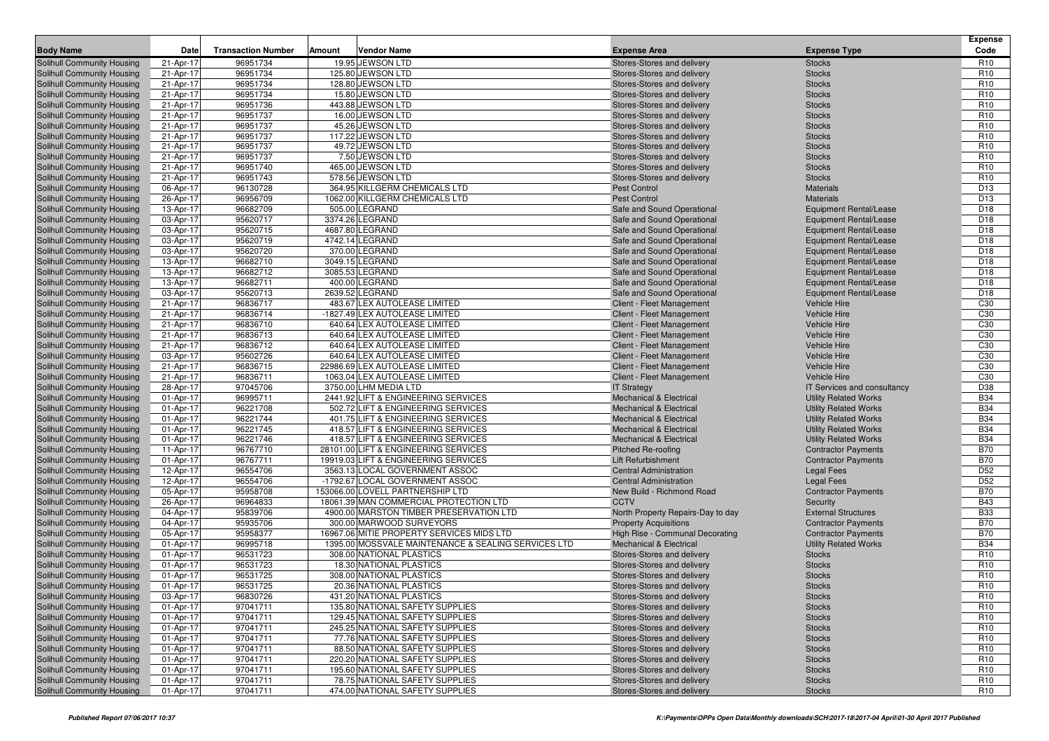| Body Name | Date | Transaction Number | Amount | Vendor Name | Expense Area | Expense Type | Expense Code |
|---|---|---|---|---|---|---|---|
| Solihull Community Housing | 21-Apr-17 | 96951734 | 19.95 | JEWSON LTD | Stores-Stores and delivery | Stocks | R10 |
| Solihull Community Housing | 21-Apr-17 | 96951734 | 125.80 | JEWSON LTD | Stores-Stores and delivery | Stocks | R10 |
| Solihull Community Housing | 21-Apr-17 | 96951734 | 128.80 | JEWSON LTD | Stores-Stores and delivery | Stocks | R10 |
| Solihull Community Housing | 21-Apr-17 | 96951734 | 15.80 | JEWSON LTD | Stores-Stores and delivery | Stocks | R10 |
| Solihull Community Housing | 21-Apr-17 | 96951736 | 443.88 | JEWSON LTD | Stores-Stores and delivery | Stocks | R10 |
| Solihull Community Housing | 21-Apr-17 | 96951737 | 16.00 | JEWSON LTD | Stores-Stores and delivery | Stocks | R10 |
| Solihull Community Housing | 21-Apr-17 | 96951737 | 45.26 | JEWSON LTD | Stores-Stores and delivery | Stocks | R10 |
| Solihull Community Housing | 21-Apr-17 | 96951737 | 117.22 | JEWSON LTD | Stores-Stores and delivery | Stocks | R10 |
| Solihull Community Housing | 21-Apr-17 | 96951737 | 49.72 | JEWSON LTD | Stores-Stores and delivery | Stocks | R10 |
| Solihull Community Housing | 21-Apr-17 | 96951737 | 7.50 | JEWSON LTD | Stores-Stores and delivery | Stocks | R10 |
| Solihull Community Housing | 21-Apr-17 | 96951740 | 465.00 | JEWSON LTD | Stores-Stores and delivery | Stocks | R10 |
| Solihull Community Housing | 21-Apr-17 | 96951743 | 578.56 | JEWSON LTD | Stores-Stores and delivery | Stocks | R10 |
| Solihull Community Housing | 06-Apr-17 | 96130728 | 364.95 | KILLGERM CHEMICALS LTD | Pest Control | Materials | D13 |
| Solihull Community Housing | 26-Apr-17 | 96956709 | 1062.00 | KILLGERM CHEMICALS LTD | Pest Control | Materials | D13 |
| Solihull Community Housing | 13-Apr-17 | 96682709 | 505.00 | LEGRAND | Safe and Sound Operational | Equipment Rental/Lease | D18 |
| Solihull Community Housing | 03-Apr-17 | 95620717 | 3374.26 | LEGRAND | Safe and Sound Operational | Equipment Rental/Lease | D18 |
| Solihull Community Housing | 03-Apr-17 | 95620715 | 4687.80 | LEGRAND | Safe and Sound Operational | Equipment Rental/Lease | D18 |
| Solihull Community Housing | 03-Apr-17 | 95620719 | 4742.14 | LEGRAND | Safe and Sound Operational | Equipment Rental/Lease | D18 |
| Solihull Community Housing | 03-Apr-17 | 95620720 | 370.00 | LEGRAND | Safe and Sound Operational | Equipment Rental/Lease | D18 |
| Solihull Community Housing | 13-Apr-17 | 96682710 | 3049.15 | LEGRAND | Safe and Sound Operational | Equipment Rental/Lease | D18 |
| Solihull Community Housing | 13-Apr-17 | 96682712 | 3085.53 | LEGRAND | Safe and Sound Operational | Equipment Rental/Lease | D18 |
| Solihull Community Housing | 13-Apr-17 | 96682711 | 400.00 | LEGRAND | Safe and Sound Operational | Equipment Rental/Lease | D18 |
| Solihull Community Housing | 03-Apr-17 | 95620713 | 2639.52 | LEGRAND | Safe and Sound Operational | Equipment Rental/Lease | D18 |
| Solihull Community Housing | 21-Apr-17 | 96836717 | 483.67 | LEX AUTOLEASE LIMITED | Client - Fleet Management | Vehicle Hire | C30 |
| Solihull Community Housing | 21-Apr-17 | 96836714 | -1827.49 | LEX AUTOLEASE LIMITED | Client - Fleet Management | Vehicle Hire | C30 |
| Solihull Community Housing | 21-Apr-17 | 96836710 | 640.64 | LEX AUTOLEASE LIMITED | Client - Fleet Management | Vehicle Hire | C30 |
| Solihull Community Housing | 21-Apr-17 | 96836713 | 640.64 | LEX AUTOLEASE LIMITED | Client - Fleet Management | Vehicle Hire | C30 |
| Solihull Community Housing | 21-Apr-17 | 96836712 | 640.64 | LEX AUTOLEASE LIMITED | Client - Fleet Management | Vehicle Hire | C30 |
| Solihull Community Housing | 03-Apr-17 | 95602726 | 640.64 | LEX AUTOLEASE LIMITED | Client - Fleet Management | Vehicle Hire | C30 |
| Solihull Community Housing | 21-Apr-17 | 96836715 | 22986.69 | LEX AUTOLEASE LIMITED | Client - Fleet Management | Vehicle Hire | C30 |
| Solihull Community Housing | 21-Apr-17 | 96836711 | 1063.04 | LEX AUTOLEASE LIMITED | Client - Fleet Management | Vehicle Hire | C30 |
| Solihull Community Housing | 28-Apr-17 | 97045706 | 3750.00 | LHM MEDIA LTD | IT Strategy | IT Services and consultancy | D38 |
| Solihull Community Housing | 01-Apr-17 | 96995711 | 2441.92 | LIFT & ENGINEERING SERVICES | Mechanical & Electrical | Utility Related Works | B34 |
| Solihull Community Housing | 01-Apr-17 | 96221708 | 502.72 | LIFT & ENGINEERING SERVICES | Mechanical & Electrical | Utility Related Works | B34 |
| Solihull Community Housing | 01-Apr-17 | 96221744 | 401.75 | LIFT & ENGINEERING SERVICES | Mechanical & Electrical | Utility Related Works | B34 |
| Solihull Community Housing | 01-Apr-17 | 96221745 | 418.57 | LIFT & ENGINEERING SERVICES | Mechanical & Electrical | Utility Related Works | B34 |
| Solihull Community Housing | 01-Apr-17 | 96221746 | 418.57 | LIFT & ENGINEERING SERVICES | Mechanical & Electrical | Utility Related Works | B34 |
| Solihull Community Housing | 11-Apr-17 | 96767710 | 28101.00 | LIFT & ENGINEERING SERVICES | Pitched Re-roofing | Contractor Payments | B70 |
| Solihull Community Housing | 01-Apr-17 | 96767711 | 19919.03 | LIFT & ENGINEERING SERVICES | Lift Refurbishment | Contractor Payments | B70 |
| Solihull Community Housing | 12-Apr-17 | 96554706 | 3563.13 | LOCAL GOVERNMENT ASSOC | Central Administration | Legal Fees | D52 |
| Solihull Community Housing | 12-Apr-17 | 96554706 | -1792.67 | LOCAL GOVERNMENT ASSOC | Central Administration | Legal Fees | D52 |
| Solihull Community Housing | 05-Apr-17 | 95958708 | 153066.00 | LOVELL PARTNERSHIP LTD | New Build - Richmond Road | Contractor Payments | B70 |
| Solihull Community Housing | 26-Apr-17 | 96964833 | 18061.39 | MAN COMMERCIAL PROTECTION LTD | CCTV | Security | B43 |
| Solihull Community Housing | 04-Apr-17 | 95839706 | 4900.00 | MARSTON TIMBER PRESERVATION LTD | North Property Repairs-Day to day | External Structures | B33 |
| Solihull Community Housing | 04-Apr-17 | 95935706 | 300.00 | MARWOOD SURVEYORS | Property Acquisitions | Contractor Payments | B70 |
| Solihull Community Housing | 05-Apr-17 | 95958377 | 16967.06 | MITIE PROPERTY SERVICES MIDS LTD | High Rise - Communal Decorating | Contractor Payments | B70 |
| Solihull Community Housing | 01-Apr-17 | 96995718 | 1395.00 | MOSSVALE MAINTENANCE & SEALING SERVICES LTD | Mechanical & Electrical | Utility Related Works | B34 |
| Solihull Community Housing | 01-Apr-17 | 96531723 | 308.00 | NATIONAL PLASTICS | Stores-Stores and delivery | Stocks | R10 |
| Solihull Community Housing | 01-Apr-17 | 96531723 | 18.30 | NATIONAL PLASTICS | Stores-Stores and delivery | Stocks | R10 |
| Solihull Community Housing | 01-Apr-17 | 96531725 | 308.00 | NATIONAL PLASTICS | Stores-Stores and delivery | Stocks | R10 |
| Solihull Community Housing | 01-Apr-17 | 96531725 | 20.36 | NATIONAL PLASTICS | Stores-Stores and delivery | Stocks | R10 |
| Solihull Community Housing | 03-Apr-17 | 96830726 | 431.20 | NATIONAL PLASTICS | Stores-Stores and delivery | Stocks | R10 |
| Solihull Community Housing | 01-Apr-17 | 97041711 | 135.80 | NATIONAL SAFETY SUPPLIES | Stores-Stores and delivery | Stocks | R10 |
| Solihull Community Housing | 01-Apr-17 | 97041711 | 129.45 | NATIONAL SAFETY SUPPLIES | Stores-Stores and delivery | Stocks | R10 |
| Solihull Community Housing | 01-Apr-17 | 97041711 | 245.25 | NATIONAL SAFETY SUPPLIES | Stores-Stores and delivery | Stocks | R10 |
| Solihull Community Housing | 01-Apr-17 | 97041711 | 77.76 | NATIONAL SAFETY SUPPLIES | Stores-Stores and delivery | Stocks | R10 |
| Solihull Community Housing | 01-Apr-17 | 97041711 | 88.50 | NATIONAL SAFETY SUPPLIES | Stores-Stores and delivery | Stocks | R10 |
| Solihull Community Housing | 01-Apr-17 | 97041711 | 220.20 | NATIONAL SAFETY SUPPLIES | Stores-Stores and delivery | Stocks | R10 |
| Solihull Community Housing | 01-Apr-17 | 97041711 | 195.60 | NATIONAL SAFETY SUPPLIES | Stores-Stores and delivery | Stocks | R10 |
| Solihull Community Housing | 01-Apr-17 | 97041711 | 78.75 | NATIONAL SAFETY SUPPLIES | Stores-Stores and delivery | Stocks | R10 |
| Solihull Community Housing | 01-Apr-17 | 97041711 | 474.00 | NATIONAL SAFETY SUPPLIES | Stores-Stores and delivery | Stocks | R10 |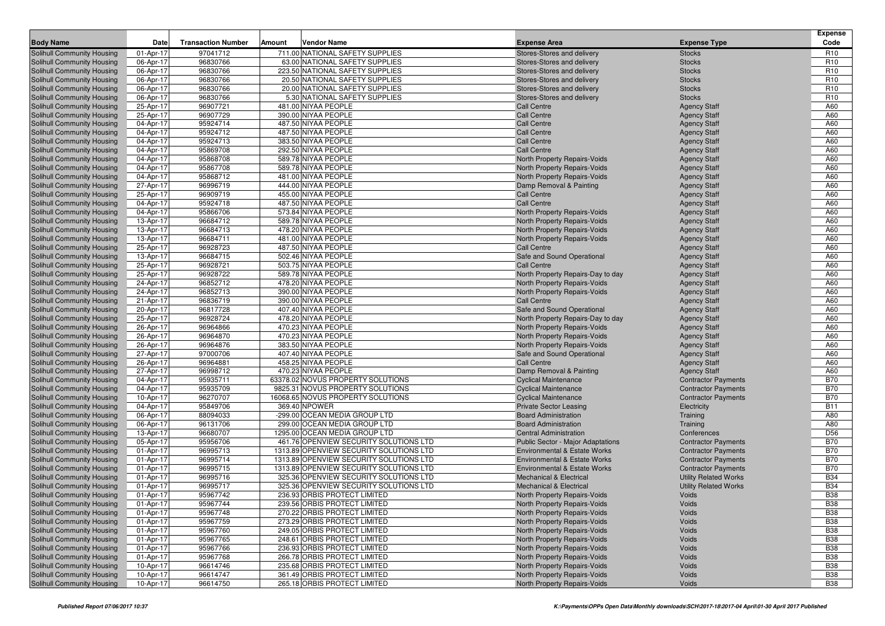| Body Name | Date | Transaction Number | Amount | Vendor Name | Expense Area | Expense Type | Expense Code |
|---|---|---|---|---|---|---|---|
| Solihull Community Housing | 01-Apr-17 | 97041712 | 711.00 | NATIONAL SAFETY SUPPLIES | Stores-Stores and delivery | Stocks | R10 |
| Solihull Community Housing | 06-Apr-17 | 96830766 | 63.00 | NATIONAL SAFETY SUPPLIES | Stores-Stores and delivery | Stocks | R10 |
| Solihull Community Housing | 06-Apr-17 | 96830766 | 223.50 | NATIONAL SAFETY SUPPLIES | Stores-Stores and delivery | Stocks | R10 |
| Solihull Community Housing | 06-Apr-17 | 96830766 | 20.50 | NATIONAL SAFETY SUPPLIES | Stores-Stores and delivery | Stocks | R10 |
| Solihull Community Housing | 06-Apr-17 | 96830766 | 20.00 | NATIONAL SAFETY SUPPLIES | Stores-Stores and delivery | Stocks | R10 |
| Solihull Community Housing | 06-Apr-17 | 96830766 | 5.30 | NATIONAL SAFETY SUPPLIES | Stores-Stores and delivery | Stocks | R10 |
| Solihull Community Housing | 25-Apr-17 | 96907721 | 481.00 | NIYAA PEOPLE | Call Centre | Agency Staff | A60 |
| Solihull Community Housing | 25-Apr-17 | 96907729 | 390.00 | NIYAA PEOPLE | Call Centre | Agency Staff | A60 |
| Solihull Community Housing | 04-Apr-17 | 95924714 | 487.50 | NIYAA PEOPLE | Call Centre | Agency Staff | A60 |
| Solihull Community Housing | 04-Apr-17 | 95924712 | 487.50 | NIYAA PEOPLE | Call Centre | Agency Staff | A60 |
| Solihull Community Housing | 04-Apr-17 | 95924713 | 383.50 | NIYAA PEOPLE | Call Centre | Agency Staff | A60 |
| Solihull Community Housing | 04-Apr-17 | 95869708 | 292.50 | NIYAA PEOPLE | Call Centre | Agency Staff | A60 |
| Solihull Community Housing | 04-Apr-17 | 95868708 | 589.78 | NIYAA PEOPLE | North Property Repairs-Voids | Agency Staff | A60 |
| Solihull Community Housing | 04-Apr-17 | 95867708 | 589.78 | NIYAA PEOPLE | North Property Repairs-Voids | Agency Staff | A60 |
| Solihull Community Housing | 04-Apr-17 | 95868712 | 481.00 | NIYAA PEOPLE | North Property Repairs-Voids | Agency Staff | A60 |
| Solihull Community Housing | 27-Apr-17 | 96996719 | 444.00 | NIYAA PEOPLE | Damp Removal & Painting | Agency Staff | A60 |
| Solihull Community Housing | 25-Apr-17 | 96909719 | 455.00 | NIYAA PEOPLE | Call Centre | Agency Staff | A60 |
| Solihull Community Housing | 04-Apr-17 | 95924718 | 487.50 | NIYAA PEOPLE | Call Centre | Agency Staff | A60 |
| Solihull Community Housing | 04-Apr-17 | 95866706 | 573.84 | NIYAA PEOPLE | North Property Repairs-Voids | Agency Staff | A60 |
| Solihull Community Housing | 13-Apr-17 | 96684712 | 589.78 | NIYAA PEOPLE | North Property Repairs-Voids | Agency Staff | A60 |
| Solihull Community Housing | 13-Apr-17 | 96684713 | 478.20 | NIYAA PEOPLE | North Property Repairs-Voids | Agency Staff | A60 |
| Solihull Community Housing | 13-Apr-17 | 96684711 | 481.00 | NIYAA PEOPLE | North Property Repairs-Voids | Agency Staff | A60 |
| Solihull Community Housing | 25-Apr-17 | 96928723 | 487.50 | NIYAA PEOPLE | Call Centre | Agency Staff | A60 |
| Solihull Community Housing | 13-Apr-17 | 96684715 | 502.46 | NIYAA PEOPLE | Safe and Sound Operational | Agency Staff | A60 |
| Solihull Community Housing | 25-Apr-17 | 96928721 | 503.75 | NIYAA PEOPLE | Call Centre | Agency Staff | A60 |
| Solihull Community Housing | 25-Apr-17 | 96928722 | 589.78 | NIYAA PEOPLE | North Property Repairs-Day to day | Agency Staff | A60 |
| Solihull Community Housing | 24-Apr-17 | 96852712 | 478.20 | NIYAA PEOPLE | North Property Repairs-Voids | Agency Staff | A60 |
| Solihull Community Housing | 24-Apr-17 | 96852713 | 390.00 | NIYAA PEOPLE | North Property Repairs-Voids | Agency Staff | A60 |
| Solihull Community Housing | 21-Apr-17 | 96836719 | 390.00 | NIYAA PEOPLE | Call Centre | Agency Staff | A60 |
| Solihull Community Housing | 20-Apr-17 | 96817728 | 407.40 | NIYAA PEOPLE | Safe and Sound Operational | Agency Staff | A60 |
| Solihull Community Housing | 25-Apr-17 | 96928724 | 478.20 | NIYAA PEOPLE | North Property Repairs-Day to day | Agency Staff | A60 |
| Solihull Community Housing | 26-Apr-17 | 96964866 | 470.23 | NIYAA PEOPLE | North Property Repairs-Voids | Agency Staff | A60 |
| Solihull Community Housing | 26-Apr-17 | 96964870 | 470.23 | NIYAA PEOPLE | North Property Repairs-Voids | Agency Staff | A60 |
| Solihull Community Housing | 26-Apr-17 | 96964876 | 383.50 | NIYAA PEOPLE | North Property Repairs-Voids | Agency Staff | A60 |
| Solihull Community Housing | 27-Apr-17 | 97000706 | 407.40 | NIYAA PEOPLE | Safe and Sound Operational | Agency Staff | A60 |
| Solihull Community Housing | 26-Apr-17 | 96964881 | 458.25 | NIYAA PEOPLE | Call Centre | Agency Staff | A60 |
| Solihull Community Housing | 27-Apr-17 | 96998712 | 470.23 | NIYAA PEOPLE | Damp Removal & Painting | Agency Staff | A60 |
| Solihull Community Housing | 04-Apr-17 | 95935711 | 63378.02 | NOVUS PROPERTY SOLUTIONS | Cyclical Maintenance | Contractor Payments | B70 |
| Solihull Community Housing | 04-Apr-17 | 95935709 | 9825.31 | NOVUS PROPERTY SOLUTIONS | Cyclical Maintenance | Contractor Payments | B70 |
| Solihull Community Housing | 10-Apr-17 | 96270707 | 16068.65 | NOVUS PROPERTY SOLUTIONS | Cyclical Maintenance | Contractor Payments | B70 |
| Solihull Community Housing | 04-Apr-17 | 95849706 | 369.40 | NPOWER | Private Sector Leasing | Electricity | B11 |
| Solihull Community Housing | 06-Apr-17 | 88094033 | -299.00 | OCEAN MEDIA GROUP LTD | Board Administration | Training | A80 |
| Solihull Community Housing | 06-Apr-17 | 96131706 | 299.00 | OCEAN MEDIA GROUP LTD | Board Administration | Training | A80 |
| Solihull Community Housing | 13-Apr-17 | 96680707 | 1295.00 | OCEAN MEDIA GROUP LTD | Central Administration | Conferences | D56 |
| Solihull Community Housing | 05-Apr-17 | 95956706 | 461.76 | OPENVIEW SECURITY SOLUTIONS LTD | Public Sector - Major Adaptations | Contractor Payments | B70 |
| Solihull Community Housing | 01-Apr-17 | 96995713 | 1313.89 | OPENVIEW SECURITY SOLUTIONS LTD | Environmental & Estate Works | Contractor Payments | B70 |
| Solihull Community Housing | 01-Apr-17 | 96995714 | 1313.89 | OPENVIEW SECURITY SOLUTIONS LTD | Environmental & Estate Works | Contractor Payments | B70 |
| Solihull Community Housing | 01-Apr-17 | 96995715 | 1313.89 | OPENVIEW SECURITY SOLUTIONS LTD | Environmental & Estate Works | Contractor Payments | B70 |
| Solihull Community Housing | 01-Apr-17 | 96995716 | 325.36 | OPENVIEW SECURITY SOLUTIONS LTD | Mechanical & Electrical | Utility Related Works | B34 |
| Solihull Community Housing | 01-Apr-17 | 96995717 | 325.36 | OPENVIEW SECURITY SOLUTIONS LTD | Mechanical & Electrical | Utility Related Works | B34 |
| Solihull Community Housing | 01-Apr-17 | 95967742 | 236.93 | ORBIS PROTECT LIMITED | North Property Repairs-Voids | Voids | B38 |
| Solihull Community Housing | 01-Apr-17 | 95967744 | 239.56 | ORBIS PROTECT LIMITED | North Property Repairs-Voids | Voids | B38 |
| Solihull Community Housing | 01-Apr-17 | 95967748 | 270.22 | ORBIS PROTECT LIMITED | North Property Repairs-Voids | Voids | B38 |
| Solihull Community Housing | 01-Apr-17 | 95967759 | 273.29 | ORBIS PROTECT LIMITED | North Property Repairs-Voids | Voids | B38 |
| Solihull Community Housing | 01-Apr-17 | 95967760 | 249.05 | ORBIS PROTECT LIMITED | North Property Repairs-Voids | Voids | B38 |
| Solihull Community Housing | 01-Apr-17 | 95967765 | 248.61 | ORBIS PROTECT LIMITED | North Property Repairs-Voids | Voids | B38 |
| Solihull Community Housing | 01-Apr-17 | 95967766 | 236.93 | ORBIS PROTECT LIMITED | North Property Repairs-Voids | Voids | B38 |
| Solihull Community Housing | 01-Apr-17 | 95967768 | 266.78 | ORBIS PROTECT LIMITED | North Property Repairs-Voids | Voids | B38 |
| Solihull Community Housing | 10-Apr-17 | 96614746 | 235.68 | ORBIS PROTECT LIMITED | North Property Repairs-Voids | Voids | B38 |
| Solihull Community Housing | 10-Apr-17 | 96614747 | 361.49 | ORBIS PROTECT LIMITED | North Property Repairs-Voids | Voids | B38 |
| Solihull Community Housing | 10-Apr-17 | 96614750 | 265.18 | ORBIS PROTECT LIMITED | North Property Repairs-Voids | Voids | B38 |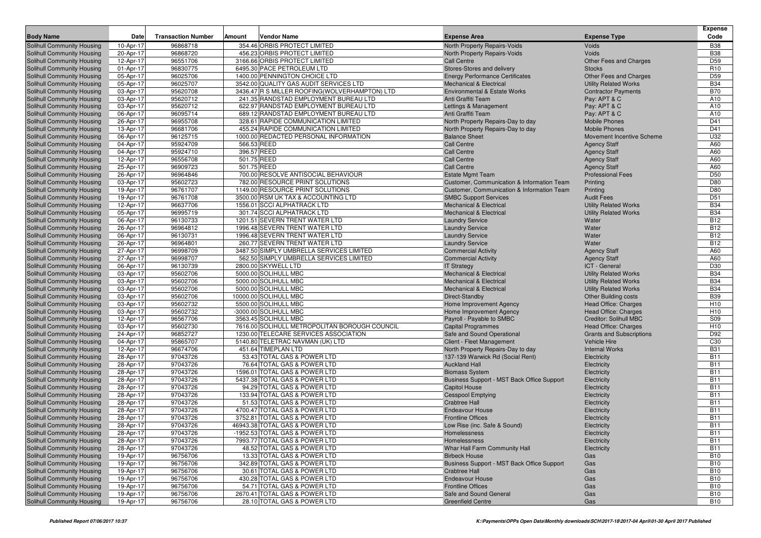| Body Name | Date | Transaction Number | Amount | Vendor Name | Expense Area | Expense Type | Expense Code |
|---|---|---|---|---|---|---|---|
| Solihull Community Housing | 10-Apr-17 | 96868718 | 354.46 | ORBIS PROTECT LIMITED | North Property Repairs-Voids | Voids | B38 |
| Solihull Community Housing | 20-Apr-17 | 96868720 | 456.23 | ORBIS PROTECT LIMITED | North Property Repairs-Voids | Voids | B38 |
| Solihull Community Housing | 12-Apr-17 | 96551706 | 3166.66 | ORBIS PROTECT LIMITED | Call Centre | Other Fees and Charges | D59 |
| Solihull Community Housing | 01-Apr-17 | 96830775 | 6495.30 | PACE PETROLEUM LTD | Stores-Stores and delivery | Stocks | R10 |
| Solihull Community Housing | 05-Apr-17 | 96025706 | 1400.00 | PENNINGTON CHOICE LTD | Energy Performance Certificates | Other Fees and Charges | D59 |
| Solihull Community Housing | 05-Apr-17 | 96025707 | 3542.00 | QUALITY GAS AUDIT SERVICES LTD | Mechanical & Electrical | Utility Related Works | B34 |
| Solihull Community Housing | 03-Apr-17 | 95620708 | 3436.47 | R S MILLER ROOFING(WOLVERHAMPTON) LTD | Environmental & Estate Works | Contractor Payments | B70 |
| Solihull Community Housing | 03-Apr-17 | 95620712 | 241.35 | RANDSTAD EMPLOYMENT BUREAU LTD | Anti Graffiti Team | Pay: APT & C | A10 |
| Solihull Community Housing | 03-Apr-17 | 95620712 | 622.97 | RANDSTAD EMPLOYMENT BUREAU LTD | Lettings & Management | Pay: APT & C | A10 |
| Solihull Community Housing | 06-Apr-17 | 96095714 | 689.12 | RANDSTAD EMPLOYMENT BUREAU LTD | Anti Graffiti Team | Pay: APT & C | A10 |
| Solihull Community Housing | 26-Apr-17 | 96955708 | 328.61 | RAPIDE COMMUNICATION LIMITED | North Property Repairs-Day to day | Mobile Phones | D41 |
| Solihull Community Housing | 13-Apr-17 | 96681706 | 455.24 | RAPIDE COMMUNICATION LIMITED | North Property Repairs-Day to day | Mobile Phones | D41 |
| Solihull Community Housing | 06-Apr-17 | 96125715 | 1000.00 | REDACTED PERSONAL INFORMATION | Balance Sheet | Movement Incentive Scheme | U32 |
| Solihull Community Housing | 04-Apr-17 | 95924709 | 566.53 | REED | Call Centre | Agency Staff | A60 |
| Solihull Community Housing | 04-Apr-17 | 95924710 | 396.57 | REED | Call Centre | Agency Staff | A60 |
| Solihull Community Housing | 12-Apr-17 | 96556708 | 501.75 | REED | Call Centre | Agency Staff | A60 |
| Solihull Community Housing | 25-Apr-17 | 96909723 | 501.75 | REED | Call Centre | Agency Staff | A60 |
| Solihull Community Housing | 26-Apr-17 | 96964846 | 700.00 | RESOLVE ANTISOCIAL BEHAVIOUR | Estate Mgmt Team | Professional Fees | D50 |
| Solihull Community Housing | 03-Apr-17 | 95602723 | 782.00 | RESOURCE PRINT SOLUTIONS | Customer, Communication & Information Team | Printing | D80 |
| Solihull Community Housing | 19-Apr-17 | 96761707 | 1149.00 | RESOURCE PRINT SOLUTIONS | Customer, Communication & Information Team | Printing | D80 |
| Solihull Community Housing | 19-Apr-17 | 96761708 | 3500.00 | RSM UK TAX & ACCOUNTING LTD | SMBC Support Services | Audit Fees | D51 |
| Solihull Community Housing | 12-Apr-17 | 96637706 | 1556.01 | SCCI ALPHATRACK LTD | Mechanical & Electrical | Utility Related Works | B34 |
| Solihull Community Housing | 05-Apr-17 | 96995719 | 301.74 | SCCI ALPHATRACK LTD | Mechanical & Electrical | Utility Related Works | B34 |
| Solihull Community Housing | 06-Apr-17 | 96130733 | 1201.51 | SEVERN TRENT WATER LTD | Laundry Service | Water | B12 |
| Solihull Community Housing | 26-Apr-17 | 96964812 | 1996.48 | SEVERN TRENT WATER LTD | Laundry Service | Water | B12 |
| Solihull Community Housing | 06-Apr-17 | 96130731 | 1996.48 | SEVERN TRENT WATER LTD | Laundry Service | Water | B12 |
| Solihull Community Housing | 26-Apr-17 | 96964801 | 260.77 | SEVERN TRENT WATER LTD | Laundry Service | Water | B12 |
| Solihull Community Housing | 27-Apr-17 | 96998709 | 3487.50 | SIMPLY UMBRELLA SERVICES LIMITED | Commercial Activity | Agency Staff | A60 |
| Solihull Community Housing | 27-Apr-17 | 96998707 | 562.50 | SIMPLY UMBRELLA SERVICES LIMITED | Commercial Activity | Agency Staff | A60 |
| Solihull Community Housing | 06-Apr-17 | 96130739 | 2800.00 | SKYWELL LTD | IT Strategy | ICT - General | D30 |
| Solihull Community Housing | 03-Apr-17 | 95602706 | 5000.00 | SOLIHULL MBC | Mechanical & Electrical | Utility Related Works | B34 |
| Solihull Community Housing | 03-Apr-17 | 95602706 | 5000.00 | SOLIHULL MBC | Mechanical & Electrical | Utility Related Works | B34 |
| Solihull Community Housing | 03-Apr-17 | 95602706 | 5000.00 | SOLIHULL MBC | Mechanical & Electrical | Utility Related Works | B34 |
| Solihull Community Housing | 03-Apr-17 | 95602706 | 10000.00 | SOLIHULL MBC | Direct-Standby | Other Building costs | B39 |
| Solihull Community Housing | 03-Apr-17 | 95602732 | 5500.00 | SOLIHULL MBC | Home Improvement Agency | Head Office: Charges | H10 |
| Solihull Community Housing | 03-Apr-17 | 95602732 | -3000.00 | SOLIHULL MBC | Home Improvement Agency | Head Office: Charges | H10 |
| Solihull Community Housing | 12-Apr-17 | 96567706 | 3563.45 | SOLIHULL MBC | Payroll - Payable to SMBC | Creditor: Solihull MBC | S09 |
| Solihull Community Housing | 03-Apr-17 | 95602730 | 7616.00 | SOLIHULL METROPOLITAN BOROUGH COUNCIL | Capital Programmes | Head Office: Charges | H10 |
| Solihull Community Housing | 24-Apr-17 | 96852727 | 1230.00 | TELECARE SERVICES ASSOCIATION | Safe and Sound Operational | Grants and Subscriptions | D92 |
| Solihull Community Housing | 04-Apr-17 | 95865707 | 5140.80 | TELETRAC NAVMAN (UK) LTD | Client - Fleet Management | Vehicle Hire | C30 |
| Solihull Community Housing | 12-Apr-17 | 96674706 | 451.64 | TIMEPLAN LTD | North Property Repairs-Day to day | Internal Works | B31 |
| Solihull Community Housing | 28-Apr-17 | 97043726 | 53.43 | TOTAL GAS & POWER LTD | 137-139 Warwick Rd (Social Rent) | Electricity | B11 |
| Solihull Community Housing | 28-Apr-17 | 97043726 | 76.64 | TOTAL GAS & POWER LTD | Auckland Hall | Electricity | B11 |
| Solihull Community Housing | 28-Apr-17 | 97043726 | 1596.01 | TOTAL GAS & POWER LTD | Biomass System | Electricity | B11 |
| Solihull Community Housing | 28-Apr-17 | 97043726 | 5437.38 | TOTAL GAS & POWER LTD | Business Support - MST Back Office Support | Electricity | B11 |
| Solihull Community Housing | 28-Apr-17 | 97043726 | 94.29 | TOTAL GAS & POWER LTD | Capitol House | Electricity | B11 |
| Solihull Community Housing | 28-Apr-17 | 97043726 | 133.94 | TOTAL GAS & POWER LTD | Cesspool Emptying | Electricity | B11 |
| Solihull Community Housing | 28-Apr-17 | 97043726 | 51.53 | TOTAL GAS & POWER LTD | Crabtree Hall | Electricity | B11 |
| Solihull Community Housing | 28-Apr-17 | 97043726 | 4700.47 | TOTAL GAS & POWER LTD | Endeavour House | Electricity | B11 |
| Solihull Community Housing | 28-Apr-17 | 97043726 | 3752.81 | TOTAL GAS & POWER LTD | Frontline Offices | Electricity | B11 |
| Solihull Community Housing | 28-Apr-17 | 97043726 | 46943.38 | TOTAL GAS & POWER LTD | Low Rise (inc. Safe & Sound) | Electricity | B11 |
| Solihull Community Housing | 28-Apr-17 | 97043726 | -1952.53 | TOTAL GAS & POWER LTD | Homelessness | Electricity | B11 |
| Solihull Community Housing | 28-Apr-17 | 97043726 | 7993.77 | TOTAL GAS & POWER LTD | Homelessness | Electricity | B11 |
| Solihull Community Housing | 28-Apr-17 | 97043726 | 48.52 | TOTAL GAS & POWER LTD | Whar Hall Farm Community Hall | Electricity | B11 |
| Solihull Community Housing | 19-Apr-17 | 96756706 | 13.33 | TOTAL GAS & POWER LTD | Birbeck House | Gas | B10 |
| Solihull Community Housing | 19-Apr-17 | 96756706 | 342.89 | TOTAL GAS & POWER LTD | Business Support - MST Back Office Support | Gas | B10 |
| Solihull Community Housing | 19-Apr-17 | 96756706 | 30.61 | TOTAL GAS & POWER LTD | Crabtree Hall | Gas | B10 |
| Solihull Community Housing | 19-Apr-17 | 96756706 | 430.28 | TOTAL GAS & POWER LTD | Endeavour House | Gas | B10 |
| Solihull Community Housing | 19-Apr-17 | 96756706 | 54.71 | TOTAL GAS & POWER LTD | Frontline Offices | Gas | B10 |
| Solihull Community Housing | 19-Apr-17 | 96756706 | 2670.41 | TOTAL GAS & POWER LTD | Safe and Sound General | Gas | B10 |
| Solihull Community Housing | 19-Apr-17 | 96756706 | 28.10 | TOTAL GAS & POWER LTD | Greenfield Centre | Gas | B10 |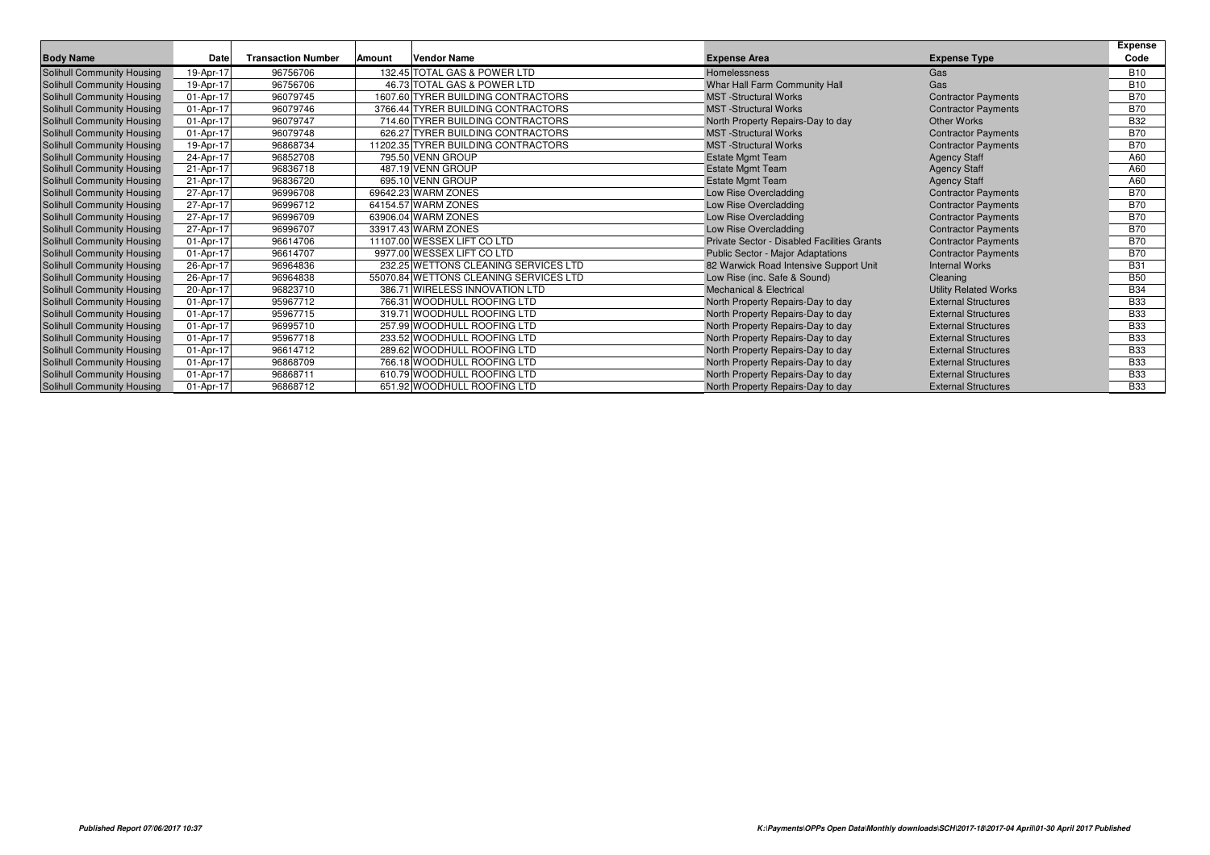| Body Name | Date | Transaction Number | Amount | Vendor Name | Expense Area | Expense Type | Expense Code |
|---|---|---|---|---|---|---|---|
| Solihull Community Housing | 19-Apr-17 | 96756706 | 132.45 | TOTAL GAS & POWER LTD | Homelessness | Gas | B10 |
| Solihull Community Housing | 19-Apr-17 | 96756706 | 46.73 | TOTAL GAS & POWER LTD | Whar Hall Farm Community Hall | Gas | B10 |
| Solihull Community Housing | 01-Apr-17 | 96079745 | 1607.60 | TYRER BUILDING CONTRACTORS | MST -Structural Works | Contractor Payments | B70 |
| Solihull Community Housing | 01-Apr-17 | 96079746 | 3766.44 | TYRER BUILDING CONTRACTORS | MST -Structural Works | Contractor Payments | B70 |
| Solihull Community Housing | 01-Apr-17 | 96079747 | 714.60 | TYRER BUILDING CONTRACTORS | North Property Repairs-Day to day | Other Works | B32 |
| Solihull Community Housing | 01-Apr-17 | 96079748 | 626.27 | TYRER BUILDING CONTRACTORS | MST -Structural Works | Contractor Payments | B70 |
| Solihull Community Housing | 19-Apr-17 | 96868734 | 11202.35 | TYRER BUILDING CONTRACTORS | MST -Structural Works | Contractor Payments | B70 |
| Solihull Community Housing | 24-Apr-17 | 96852708 | 795.50 | VENN GROUP | Estate Mgmt Team | Agency Staff | A60 |
| Solihull Community Housing | 21-Apr-17 | 96836718 | 487.19 | VENN GROUP | Estate Mgmt Team | Agency Staff | A60 |
| Solihull Community Housing | 21-Apr-17 | 96836720 | 695.10 | VENN GROUP | Estate Mgmt Team | Agency Staff | A60 |
| Solihull Community Housing | 27-Apr-17 | 96996708 | 69642.23 | WARM ZONES | Low Rise Overcladding | Contractor Payments | B70 |
| Solihull Community Housing | 27-Apr-17 | 96996712 | 64154.57 | WARM ZONES | Low Rise Overcladding | Contractor Payments | B70 |
| Solihull Community Housing | 27-Apr-17 | 96996709 | 63906.04 | WARM ZONES | Low Rise Overcladding | Contractor Payments | B70 |
| Solihull Community Housing | 27-Apr-17 | 96996707 | 33917.43 | WARM ZONES | Low Rise Overcladding | Contractor Payments | B70 |
| Solihull Community Housing | 01-Apr-17 | 96614706 | 11107.00 | WESSEX LIFT CO LTD | Private Sector - Disabled Facilities Grants | Contractor Payments | B70 |
| Solihull Community Housing | 01-Apr-17 | 96614707 | 9977.00 | WESSEX LIFT CO LTD | Public Sector - Major Adaptations | Contractor Payments | B70 |
| Solihull Community Housing | 26-Apr-17 | 96964836 | 232.25 | WETTONS CLEANING SERVICES LTD | 82 Warwick Road Intensive Support Unit | Internal Works | B31 |
| Solihull Community Housing | 26-Apr-17 | 96964838 | 55070.84 | WETTONS CLEANING SERVICES LTD | Low Rise (inc. Safe & Sound) | Cleaning | B50 |
| Solihull Community Housing | 20-Apr-17 | 96823710 | 386.71 | WIRELESS INNOVATION LTD | Mechanical & Electrical | Utility Related Works | B34 |
| Solihull Community Housing | 01-Apr-17 | 95967712 | 766.31 | WOODHULL ROOFING LTD | North Property Repairs-Day to day | External Structures | B33 |
| Solihull Community Housing | 01-Apr-17 | 95967715 | 319.71 | WOODHULL ROOFING LTD | North Property Repairs-Day to day | External Structures | B33 |
| Solihull Community Housing | 01-Apr-17 | 96995710 | 257.99 | WOODHULL ROOFING LTD | North Property Repairs-Day to day | External Structures | B33 |
| Solihull Community Housing | 01-Apr-17 | 95967718 | 233.52 | WOODHULL ROOFING LTD | North Property Repairs-Day to day | External Structures | B33 |
| Solihull Community Housing | 01-Apr-17 | 96614712 | 289.62 | WOODHULL ROOFING LTD | North Property Repairs-Day to day | External Structures | B33 |
| Solihull Community Housing | 01-Apr-17 | 96868709 | 766.18 | WOODHULL ROOFING LTD | North Property Repairs-Day to day | External Structures | B33 |
| Solihull Community Housing | 01-Apr-17 | 96868711 | 610.79 | WOODHULL ROOFING LTD | North Property Repairs-Day to day | External Structures | B33 |
| Solihull Community Housing | 01-Apr-17 | 96868712 | 651.92 | WOODHULL ROOFING LTD | North Property Repairs-Day to day | External Structures | B33 |